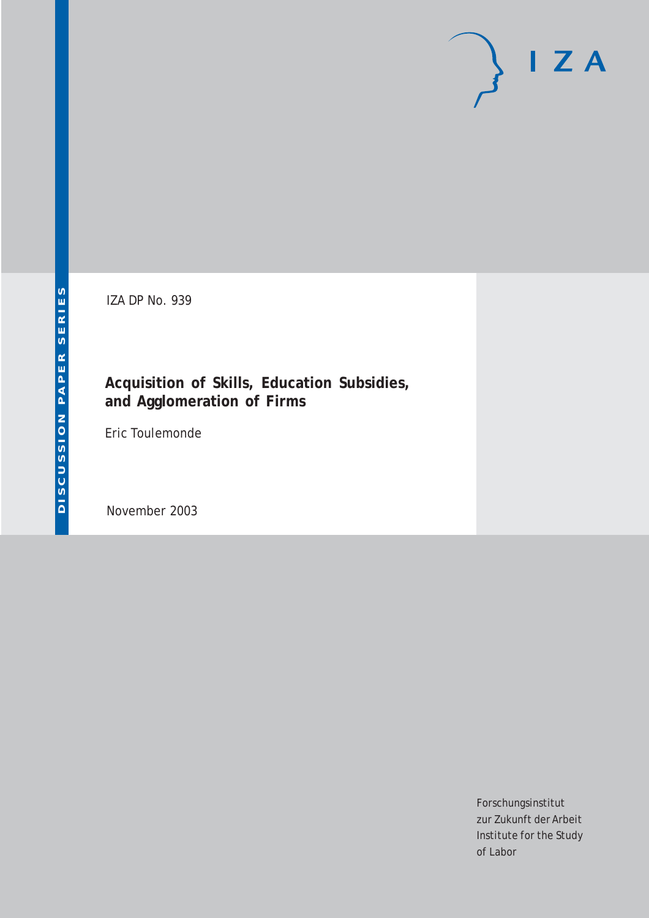DISCUSSION PAPER SERIES

IZA DP No. 939

# Acquisition of Skills, Education Subsidies, and Agglomeration of Firms

Eric Toulemonde

November 2003

Forschungsinstitut
zur Zukunft der Arbeit
Institute for the Study
of Labor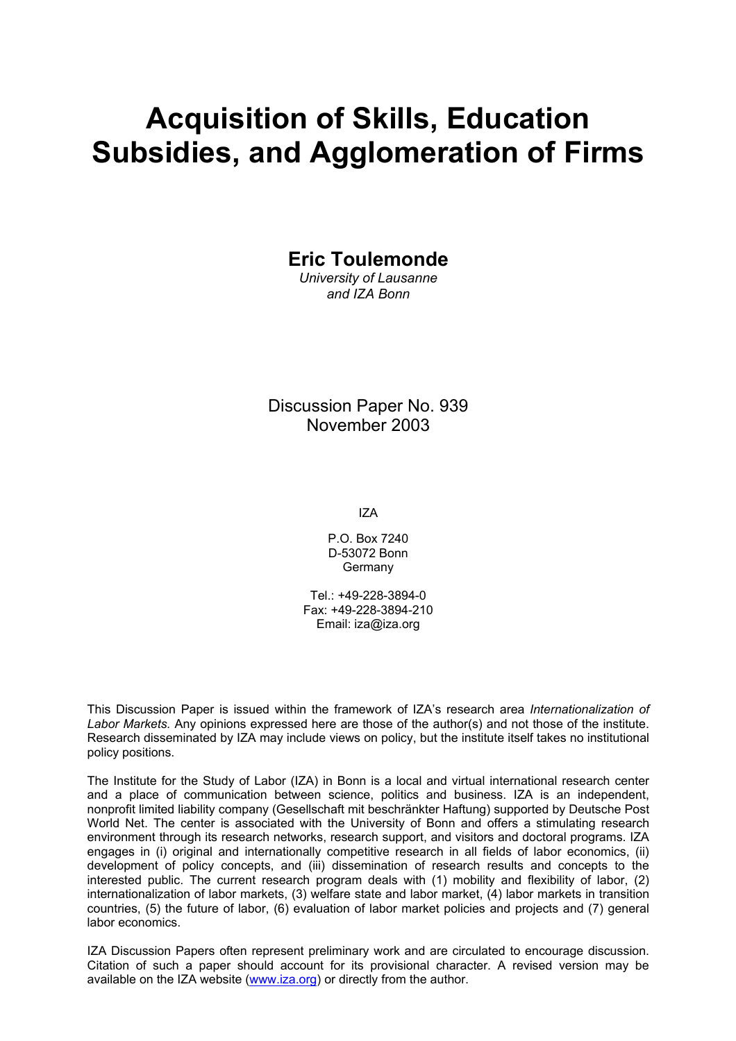# Acquisition of Skills, Education Subsidies, and Agglomeration of Firms

**Eric Toulemonde**

*University of Lausanne and IZA Bonn*

Discussion Paper No. 939
November 2003

IZA

P.O. Box 7240
D-53072 Bonn
Germany

Tel.: +49-228-3894-0
Fax: +49-228-3894-210
Email: iza@iza.org

This Discussion Paper is issued within the framework of IZA's research area *Internationalization of Labor Markets.* Any opinions expressed here are those of the author(s) and not those of the institute. Research disseminated by IZA may include views on policy, but the institute itself takes no institutional policy positions.

The Institute for the Study of Labor (IZA) in Bonn is a local and virtual international research center and a place of communication between science, politics and business. IZA is an independent, nonprofit limited liability company (Gesellschaft mit beschränkter Haftung) supported by Deutsche Post World Net. The center is associated with the University of Bonn and offers a stimulating research environment through its research networks, research support, and visitors and doctoral programs. IZA engages in (i) original and internationally competitive research in all fields of labor economics, (ii) development of policy concepts, and (iii) dissemination of research results and concepts to the interested public. The current research program deals with (1) mobility and flexibility of labor, (2) internationalization of labor markets, (3) welfare state and labor market, (4) labor markets in transition countries, (5) the future of labor, (6) evaluation of labor market policies and projects and (7) general labor economics.

IZA Discussion Papers often represent preliminary work and are circulated to encourage discussion. Citation of such a paper should account for its provisional character. A revised version may be available on the IZA website (www.iza.org) or directly from the author.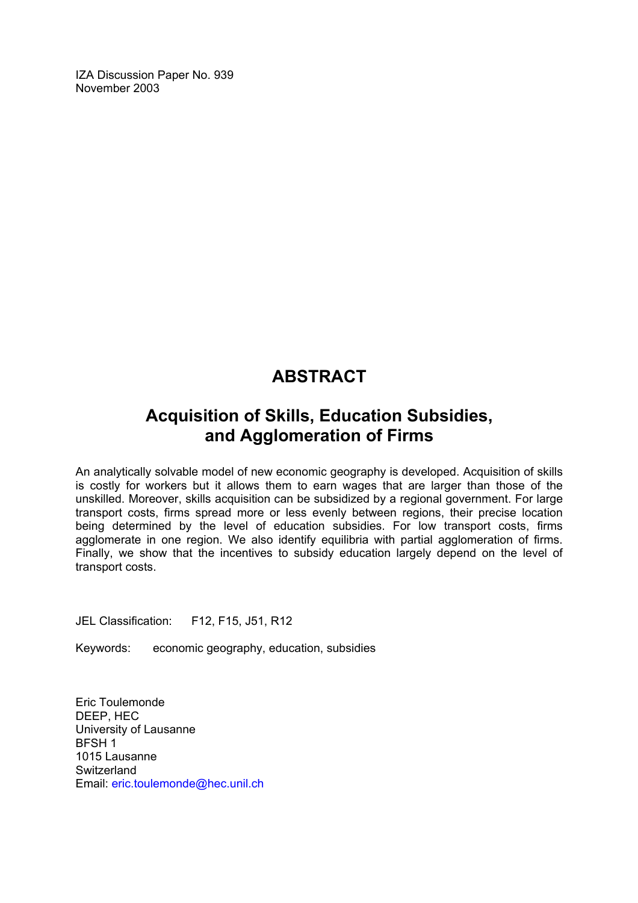IZA Discussion Paper No. 939
November 2003

# ABSTRACT

## Acquisition of Skills, Education Subsidies, and Agglomeration of Firms

An analytically solvable model of new economic geography is developed. Acquisition of skills is costly for workers but it allows them to earn wages that are larger than those of the unskilled. Moreover, skills acquisition can be subsidized by a regional government. For large transport costs, firms spread more or less evenly between regions, their precise location being determined by the level of education subsidies. For low transport costs, firms agglomerate in one region. We also identify equilibria with partial agglomeration of firms. Finally, we show that the incentives to subsidy education largely depend on the level of transport costs.

JEL Classification: F12, F15, J51, R12

Keywords: economic geography, education, subsidies

Eric Toulemonde
DEEP, HEC
University of Lausanne
BFSH 1
1015 Lausanne
Switzerland
Email: eric.toulemonde@hec.unil.ch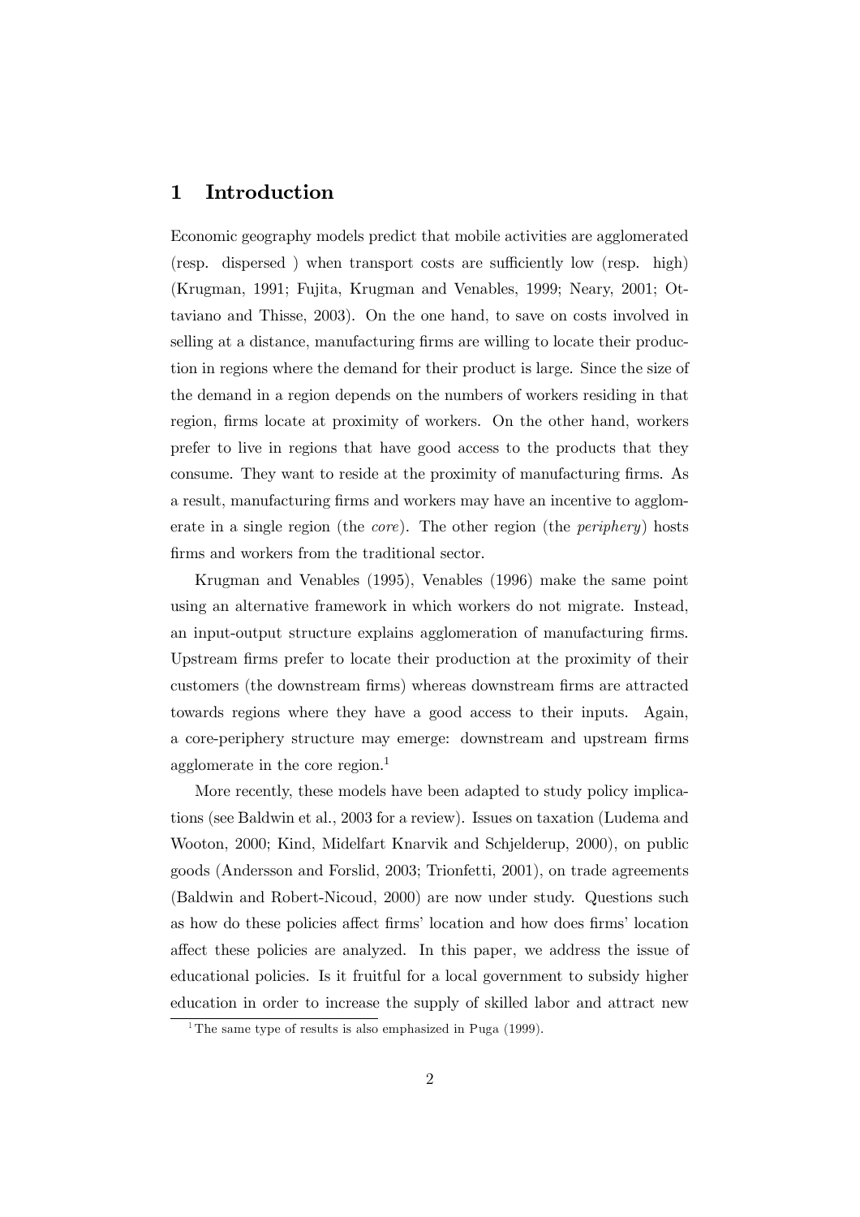# 1 Introduction

Economic geography models predict that mobile activities are agglomerated (resp. dispersed ) when transport costs are sufficiently low (resp. high) (Krugman, 1991; Fujita, Krugman and Venables, 1999; Neary, 2001; Ottaviano and Thisse, 2003). On the one hand, to save on costs involved in selling at a distance, manufacturing firms are willing to locate their production in regions where the demand for their product is large. Since the size of the demand in a region depends on the numbers of workers residing in that region, firms locate at proximity of workers. On the other hand, workers prefer to live in regions that have good access to the products that they consume. They want to reside at the proximity of manufacturing firms. As a result, manufacturing firms and workers may have an incentive to agglomerate in a single region (the *core*). The other region (the *periphery*) hosts firms and workers from the traditional sector.

Krugman and Venables (1995), Venables (1996) make the same point using an alternative framework in which workers do not migrate. Instead, an input-output structure explains agglomeration of manufacturing firms. Upstream firms prefer to locate their production at the proximity of their customers (the downstream firms) whereas downstream firms are attracted towards regions where they have a good access to their inputs. Again, a core-periphery structure may emerge: downstream and upstream firms agglomerate in the core region.[1]

More recently, these models have been adapted to study policy implications (see Baldwin et al., 2003 for a review). Issues on taxation (Ludema and Wooton, 2000; Kind, Midelfart Knarvik and Schjelderup, 2000), on public goods (Andersson and Forslid, 2003; Trionfetti, 2001), on trade agreements (Baldwin and Robert-Nicoud, 2000) are now under study. Questions such as how do these policies affect firms' location and how does firms' location affect these policies are analyzed. In this paper, we address the issue of educational policies. Is it fruitful for a local government to subsidy higher education in order to increase the supply of skilled labor and attract new

[1] The same type of results is also emphasized in Puga (1999).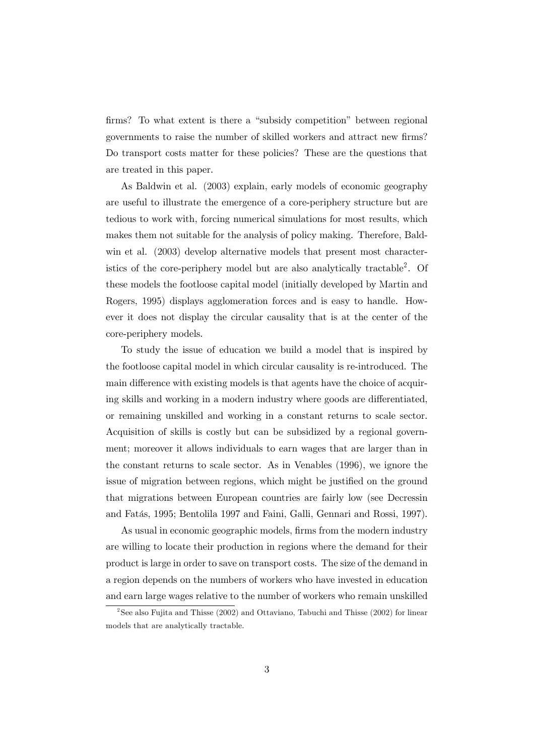firms? To what extent is there a "subsidy competition" between regional governments to raise the number of skilled workers and attract new firms? Do transport costs matter for these policies? These are the questions that are treated in this paper.

As Baldwin et al. (2003) explain, early models of economic geography are useful to illustrate the emergence of a core-periphery structure but are tedious to work with, forcing numerical simulations for most results, which makes them not suitable for the analysis of policy making. Therefore, Baldwin et al. (2003) develop alternative models that present most characteristics of the core-periphery model but are also analytically tractable[2]. Of these models the footloose capital model (initially developed by Martin and Rogers, 1995) displays agglomeration forces and is easy to handle. However it does not display the circular causality that is at the center of the core-periphery models.

To study the issue of education we build a model that is inspired by the footloose capital model in which circular causality is re-introduced. The main difference with existing models is that agents have the choice of acquiring skills and working in a modern industry where goods are differentiated, or remaining unskilled and working in a constant returns to scale sector. Acquisition of skills is costly but can be subsidized by a regional government; moreover it allows individuals to earn wages that are larger than in the constant returns to scale sector. As in Venables (1996), we ignore the issue of migration between regions, which might be justified on the ground that migrations between European countries are fairly low (see Decressin and Fatás, 1995; Bentolila 1997 and Faini, Galli, Gennari and Rossi, 1997).

As usual in economic geographic models, firms from the modern industry are willing to locate their production in regions where the demand for their product is large in order to save on transport costs. The size of the demand in a region depends on the numbers of workers who have invested in education and earn large wages relative to the number of workers who remain unskilled

[2] See also Fujita and Thisse (2002) and Ottaviano, Tabuchi and Thisse (2002) for linear models that are analytically tractable.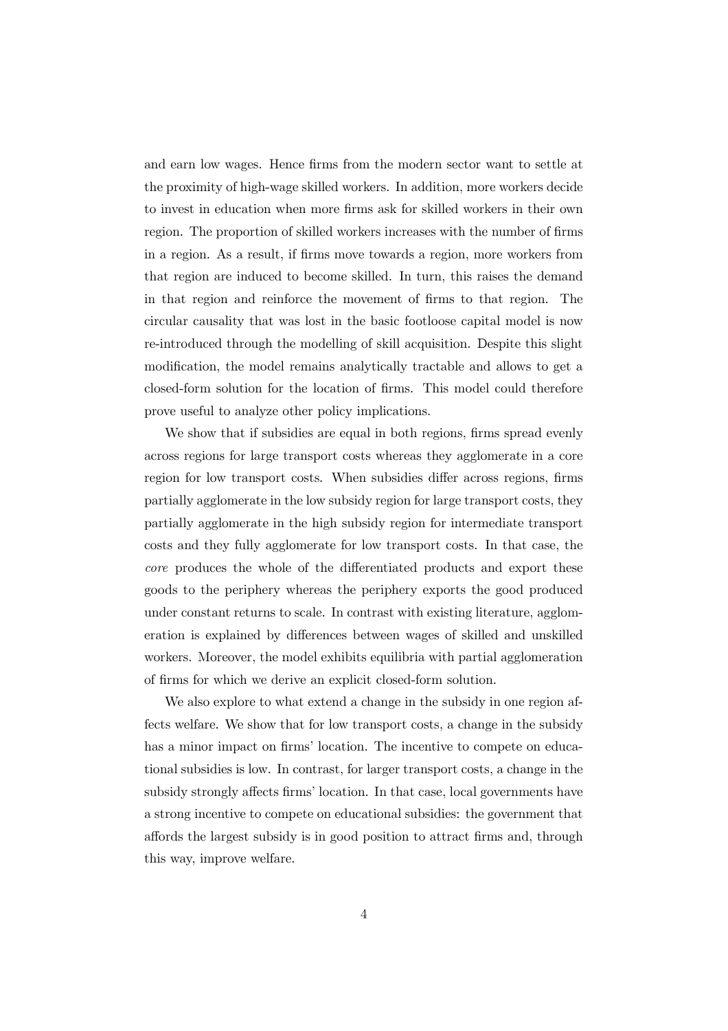and earn low wages. Hence firms from the modern sector want to settle at the proximity of high-wage skilled workers. In addition, more workers decide to invest in education when more firms ask for skilled workers in their own region. The proportion of skilled workers increases with the number of firms in a region. As a result, if firms move towards a region, more workers from that region are induced to become skilled. In turn, this raises the demand in that region and reinforce the movement of firms to that region. The circular causality that was lost in the basic footloose capital model is now re-introduced through the modelling of skill acquisition. Despite this slight modification, the model remains analytically tractable and allows to get a closed-form solution for the location of firms. This model could therefore prove useful to analyze other policy implications.

We show that if subsidies are equal in both regions, firms spread evenly across regions for large transport costs whereas they agglomerate in a core region for low transport costs. When subsidies differ across regions, firms partially agglomerate in the low subsidy region for large transport costs, they partially agglomerate in the high subsidy region for intermediate transport costs and they fully agglomerate for low transport costs. In that case, the *core* produces the whole of the differentiated products and export these goods to the periphery whereas the periphery exports the good produced under constant returns to scale. In contrast with existing literature, agglomeration is explained by differences between wages of skilled and unskilled workers. Moreover, the model exhibits equilibria with partial agglomeration of firms for which we derive an explicit closed-form solution.

We also explore to what extend a change in the subsidy in one region affects welfare. We show that for low transport costs, a change in the subsidy has a minor impact on firms' location. The incentive to compete on educational subsidies is low. In contrast, for larger transport costs, a change in the subsidy strongly affects firms' location. In that case, local governments have a strong incentive to compete on educational subsidies: the government that affords the largest subsidy is in good position to attract firms and, through this way, improve welfare.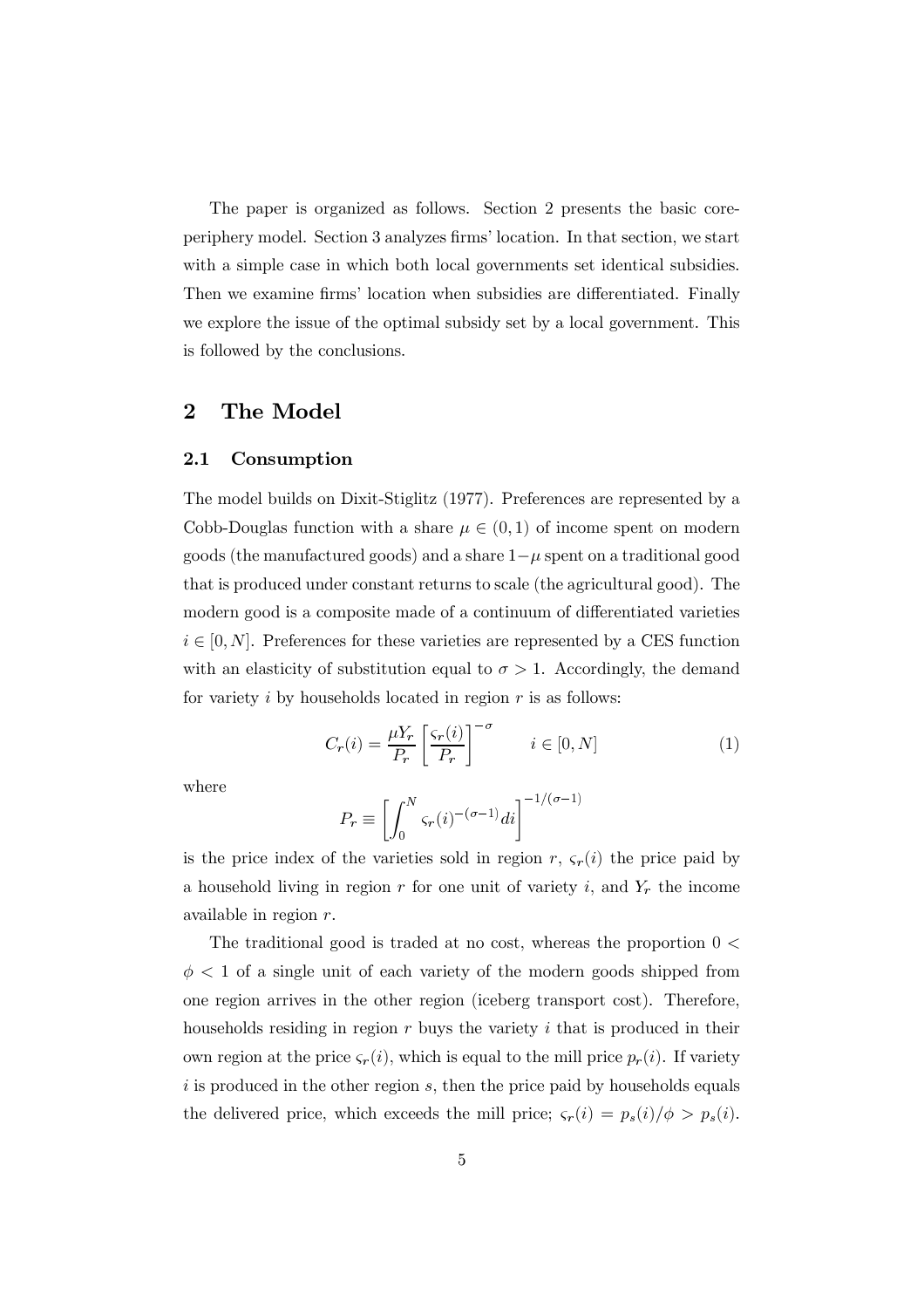The paper is organized as follows. Section 2 presents the basic core-periphery model. Section 3 analyzes firms' location. In that section, we start with a simple case in which both local governments set identical subsidies. Then we examine firms' location when subsidies are differentiated. Finally we explore the issue of the optimal subsidy set by a local government. This is followed by the conclusions.

## 2 The Model

### 2.1 Consumption

The model builds on Dixit-Stiglitz (1977). Preferences are represented by a Cobb-Douglas function with a share $\mu \in (0,1)$ of income spent on modern goods (the manufactured goods) and a share $1-\mu$ spent on a traditional good that is produced under constant returns to scale (the agricultural good). The modern good is a composite made of a continuum of differentiated varieties $i \in [0, N]$. Preferences for these varieties are represented by a CES function with an elasticity of substitution equal to $\sigma > 1$. Accordingly, the demand for variety $i$ by households located in region $r$ is as follows:

$$C_r(i) = \frac{\mu Y_r}{P_r} \left[ \frac{\varsigma_r(i)}{P_r} \right]^{-\sigma} \qquad i \in [0, N] \tag{1}$$

where

$$P_r \equiv \left[ \int_0^N \varsigma_r(i)^{-(\sigma-1)} di \right]^{-1/(\sigma-1)}$$

is the price index of the varieties sold in region $r$, $\varsigma_r(i)$ the price paid by a household living in region $r$ for one unit of variety $i$, and $Y_r$ the income available in region $r$.

The traditional good is traded at no cost, whereas the proportion $0 < \phi < 1$ of a single unit of each variety of the modern goods shipped from one region arrives in the other region (iceberg transport cost). Therefore, households residing in region $r$ buys the variety $i$ that is produced in their own region at the price $\varsigma_r(i)$, which is equal to the mill price $p_r(i)$. If variety $i$ is produced in the other region $s$, then the price paid by households equals the delivered price, which exceeds the mill price; $\varsigma_r(i) = p_s(i)/\phi > p_s(i)$.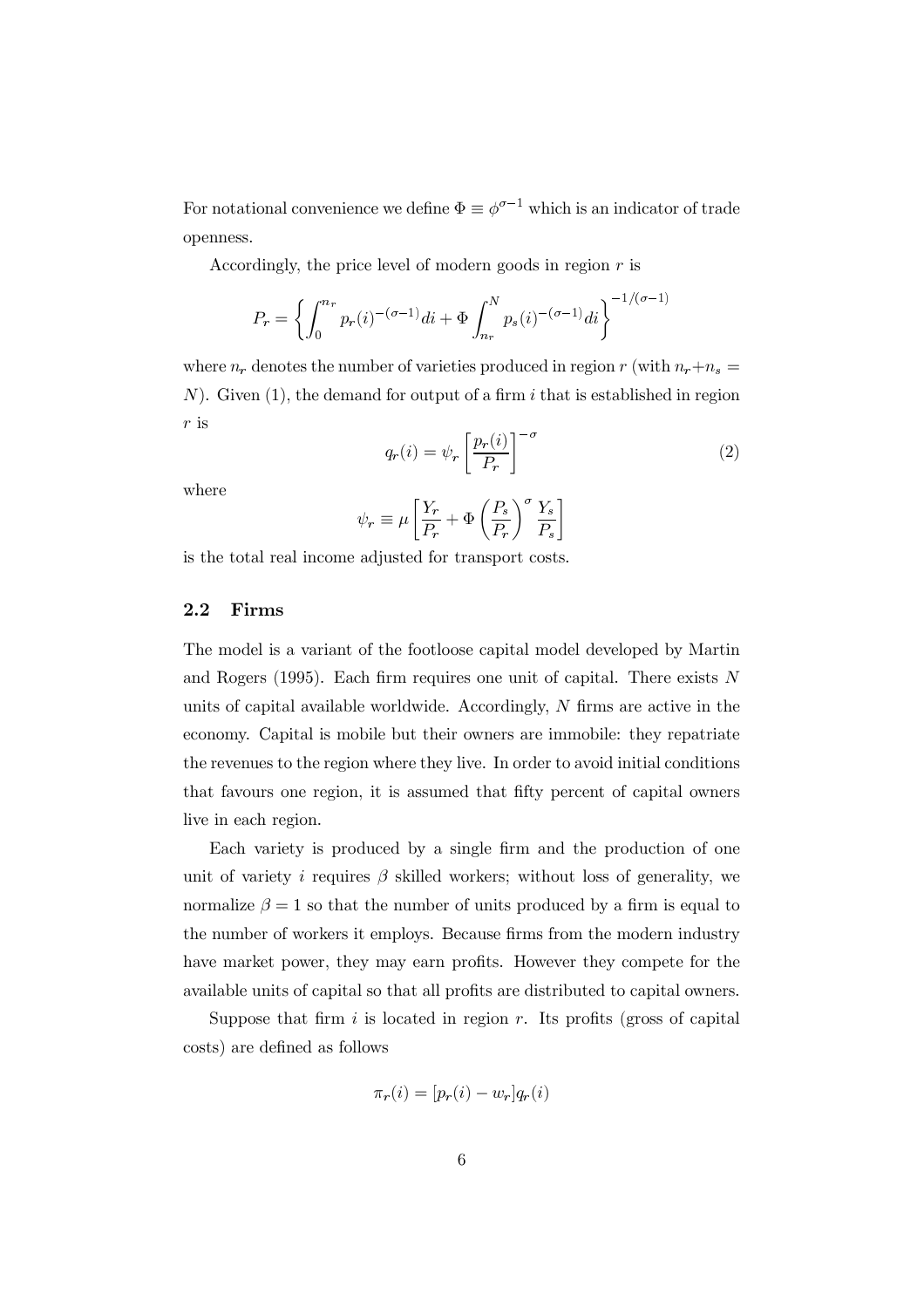For notational convenience we define $\Phi \equiv \phi^{\sigma-1}$ which is an indicator of trade openness.

Accordingly, the price level of modern goods in region $r$ is

$$P_r = \left\{ \int_0^{n_r} p_r(i)^{-(\sigma-1)} di + \Phi \int_{n_r}^{N} p_s(i)^{-(\sigma-1)} di \right\}^{-1/(\sigma-1)}$$

where $n_r$ denotes the number of varieties produced in region $r$ (with $n_r + n_s = N$). Given (1), the demand for output of a firm $i$ that is established in region $r$ is

$$q_r(i) = \psi_r \left[ \frac{p_r(i)}{P_r} \right]^{-\sigma} \tag{2}$$

where

$$\psi_r \equiv \mu \left[ \frac{Y_r}{P_r} + \Phi \left( \frac{P_s}{P_r} \right)^{\sigma} \frac{Y_s}{P_s} \right]$$

is the total real income adjusted for transport costs.

## 2.2 Firms

The model is a variant of the footloose capital model developed by Martin and Rogers (1995). Each firm requires one unit of capital. There exists $N$ units of capital available worldwide. Accordingly, $N$ firms are active in the economy. Capital is mobile but their owners are immobile: they repatriate the revenues to the region where they live. In order to avoid initial conditions that favours one region, it is assumed that fifty percent of capital owners live in each region.

Each variety is produced by a single firm and the production of one unit of variety $i$ requires $\beta$ skilled workers; without loss of generality, we normalize $\beta = 1$ so that the number of units produced by a firm is equal to the number of workers it employs. Because firms from the modern industry have market power, they may earn profits. However they compete for the available units of capital so that all profits are distributed to capital owners.

Suppose that firm $i$ is located in region $r$. Its profits (gross of capital costs) are defined as follows

$$\pi_r(i) = [p_r(i) - w_r] q_r(i)$$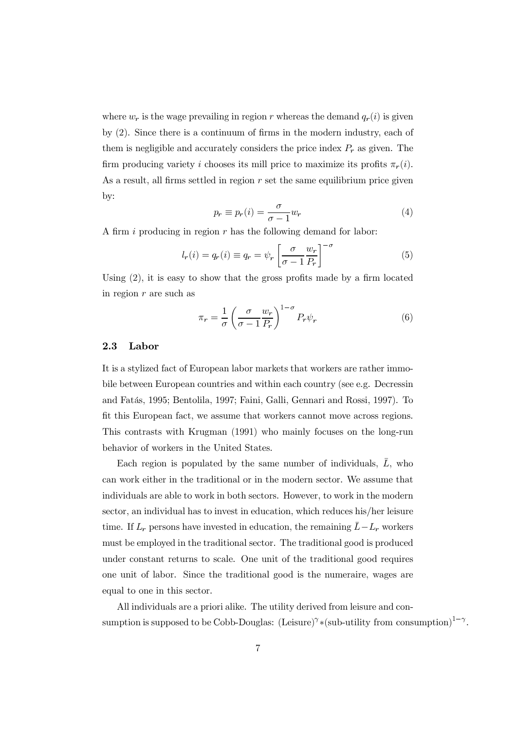where $w_r$ is the wage prevailing in region $r$ whereas the demand $q_r(i)$ is given by (2). Since there is a continuum of firms in the modern industry, each of them is negligible and accurately considers the price index $P_r$ as given. The firm producing variety $i$ chooses its mill price to maximize its profits $\pi_r(i)$. As a result, all firms settled in region $r$ set the same equilibrium price given by:

$$p_r \equiv p_r(i) = \frac{\sigma}{\sigma - 1} w_r \tag{4}$$

A firm $i$ producing in region $r$ has the following demand for labor:

$$l_r(i) = q_r(i) \equiv q_r = \psi_r \left[ \frac{\sigma}{\sigma - 1} \frac{w_r}{P_r} \right]^{-\sigma} \tag{5}$$

Using (2), it is easy to show that the gross profits made by a firm located in region $r$ are such as

$$\pi_r = \frac{1}{\sigma} \left( \frac{\sigma}{\sigma - 1} \frac{w_r}{P_r} \right)^{1-\sigma} P_r \psi_r \tag{6}$$

## 2.3 Labor

It is a stylized fact of European labor markets that workers are rather immobile between European countries and within each country (see e.g. Decressin and Fatás, 1995; Bentolila, 1997; Faini, Galli, Gennari and Rossi, 1997). To fit this European fact, we assume that workers cannot move across regions. This contrasts with Krugman (1991) who mainly focuses on the long-run behavior of workers in the United States.

Each region is populated by the same number of individuals, $\bar{L}$, who can work either in the traditional or in the modern sector. We assume that individuals are able to work in both sectors. However, to work in the modern sector, an individual has to invest in education, which reduces his/her leisure time. If $L_r$ persons have invested in education, the remaining $\bar{L} - L_r$ workers must be employed in the traditional sector. The traditional good is produced under constant returns to scale. One unit of the traditional good requires one unit of labor. Since the traditional good is the numeraire, wages are equal to one in this sector.

All individuals are a priori alike. The utility derived from leisure and consumption is supposed to be Cobb-Douglas: $(\text{Leisure})^{\gamma} * (\text{sub-utility from consumption})^{1-\gamma}$.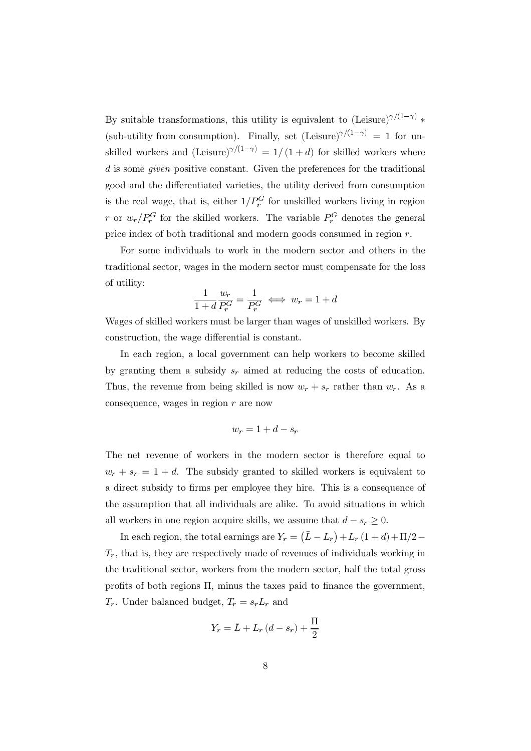By suitable transformations, this utility is equivalent to $(\text{Leisure})^{\gamma/(1-\gamma)}$ * (sub-utility from consumption). Finally, set $(\text{Leisure})^{\gamma/(1-\gamma)} = 1$ for unskilled workers and $(\text{Leisure})^{\gamma/(1-\gamma)} = 1/(1+d)$ for skilled workers where $d$ is some *given* positive constant. Given the preferences for the traditional good and the differentiated varieties, the utility derived from consumption is the real wage, that is, either $1/P_r^G$ for unskilled workers living in region $r$ or $w_r/P_r^G$ for the skilled workers. The variable $P_r^G$ denotes the general price index of both traditional and modern goods consumed in region $r$.

For some individuals to work in the modern sector and others in the traditional sector, wages in the modern sector must compensate for the loss of utility:

$$\frac{1}{1+d}\frac{w_r}{P_r^G} = \frac{1}{P_r^G} \iff w_r = 1+d$$

Wages of skilled workers must be larger than wages of unskilled workers. By construction, the wage differential is constant.

In each region, a local government can help workers to become skilled by granting them a subsidy $s_r$ aimed at reducing the costs of education. Thus, the revenue from being skilled is now $w_r + s_r$ rather than $w_r$. As a consequence, wages in region $r$ are now

$$w_r = 1 + d - s_r$$

The net revenue of workers in the modern sector is therefore equal to $w_r + s_r = 1 + d$. The subsidy granted to skilled workers is equivalent to a direct subsidy to firms per employee they hire. This is a consequence of the assumption that all individuals are alike. To avoid situations in which all workers in one region acquire skills, we assume that $d - s_r \geq 0$.

In each region, the total earnings are $Y_r = (\bar{L} - L_r) + L_r(1+d) + \Pi/2 - T_r$, that is, they are respectively made of revenues of individuals working in the traditional sector, workers from the modern sector, half the total gross profits of both regions $\Pi$, minus the taxes paid to finance the government, $T_r$. Under balanced budget, $T_r = s_r L_r$ and

$$Y_r = \bar{L} + L_r(d - s_r) + \frac{\Pi}{2}$$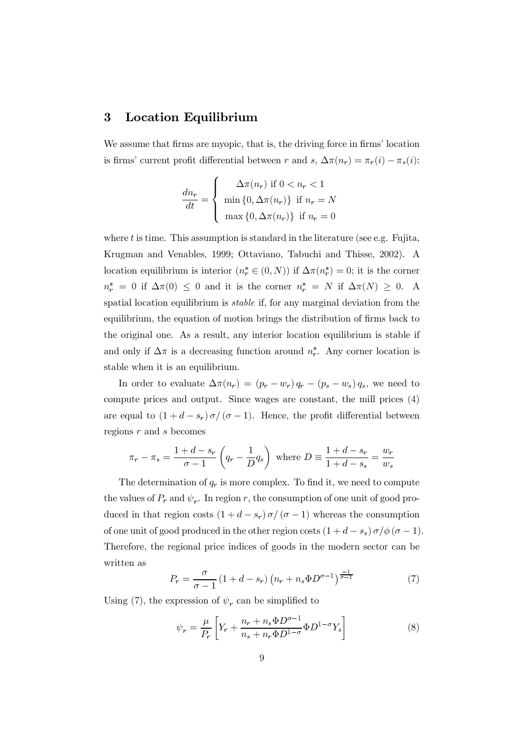## 3 Location Equilibrium

We assume that firms are myopic, that is, the driving force in firms' location is firms' current profit differential between $r$ and $s$, $\Delta\pi(n_r) = \pi_r(i) - \pi_s(i)$:

$$\frac{dn_r}{dt} = \begin{cases} \Delta\pi(n_r) \text{ if } 0 < n_r < 1 \\ \min\{0, \Delta\pi(n_r)\} \text{ if } n_r = N \\ \max\{0, \Delta\pi(n_r)\} \text{ if } n_r = 0 \end{cases}$$

where $t$ is time. This assumption is standard in the literature (see e.g. Fujita, Krugman and Venables, 1999; Ottaviano, Tabuchi and Thisse, 2002). A location equilibrium is interior ($n_r^* \in (0, N)$) if $\Delta\pi(n_r^*) = 0$; it is the corner $n_r^* = 0$ if $\Delta\pi(0) \leq 0$ and it is the corner $n_r^* = N$ if $\Delta\pi(N) \geq 0$. A spatial location equilibrium is *stable* if, for any marginal deviation from the equilibrium, the equation of motion brings the distribution of firms back to the original one. As a result, any interior location equilibrium is stable if and only if $\Delta\pi$ is a decreasing function around $n_r^*$. Any corner location is stable when it is an equilibrium.

In order to evaluate $\Delta\pi(n_r) = (p_r - w_r)\, q_r - (p_s - w_s)\, q_s$, we need to compute prices and output. Since wages are constant, the mill prices (4) are equal to $(1 + d - s_r)\, \sigma / (\sigma - 1)$. Hence, the profit differential between regions $r$ and $s$ becomes

$$\pi_r - \pi_s = \frac{1 + d - s_r}{\sigma - 1}\left(q_r - \frac{1}{D} q_s\right) \text{ where } D \equiv \frac{1 + d - s_r}{1 + d - s_s} = \frac{w_r}{w_s}$$

The determination of $q_r$ is more complex. To find it, we need to compute the values of $P_r$ and $\psi_r$. In region $r$, the consumption of one unit of good produced in that region costs $(1 + d - s_r)\, \sigma / (\sigma - 1)$ whereas the consumption of one unit of good produced in the other region costs $(1 + d - s_s)\, \sigma / \phi\, (\sigma - 1)$. Therefore, the regional price indices of goods in the modern sector can be written as

$$P_r = \frac{\sigma}{\sigma - 1}\left(1 + d - s_r\right)\left(n_r + n_s \Phi D^{\sigma - 1}\right)^{\frac{-1}{\sigma - 1}} \tag{7}$$

Using (7), the expression of $\psi_r$ can be simplified to

$$\psi_r = \frac{\mu}{P_r}\left[Y_r + \frac{n_r + n_s \Phi D^{\sigma - 1}}{n_s + n_r \Phi D^{1 - \sigma}} \Phi D^{1 - \sigma} Y_s\right] \tag{8}$$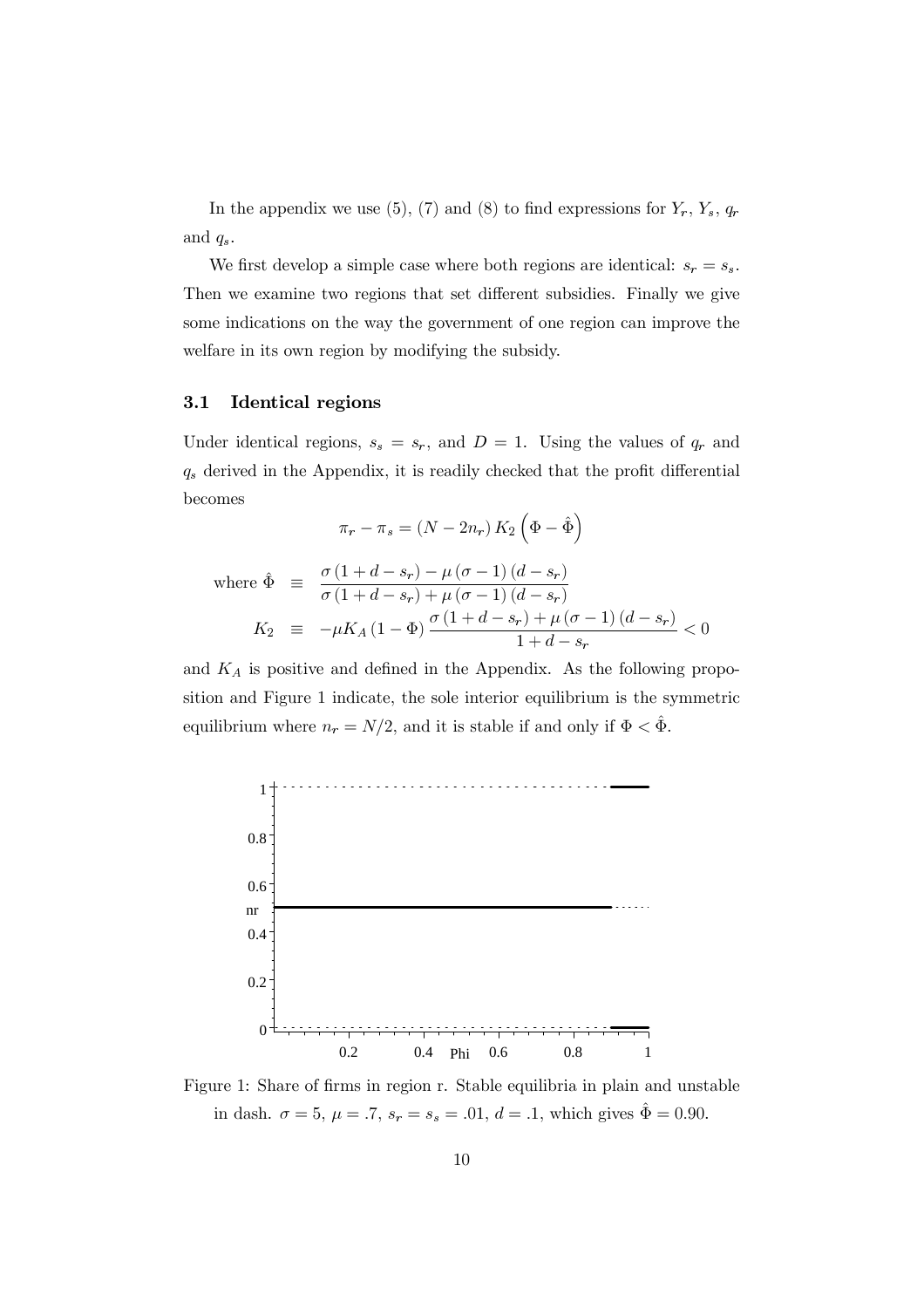In the appendix we use (5), (7) and (8) to find expressions for $Y_r$, $Y_s$, $q_r$ and $q_s$.

We first develop a simple case where both regions are identical: $s_r = s_s$. Then we examine two regions that set different subsidies. Finally we give some indications on the way the government of one region can improve the welfare in its own region by modifying the subsidy.

### 3.1 Identical regions

Under identical regions, $s_s = s_r$, and $D = 1$. Using the values of $q_r$ and $q_s$ derived in the Appendix, it is readily checked that the profit differential becomes

$$\pi_r - \pi_s = (N - 2n_r) K_2 \left(\Phi - \hat{\Phi}\right)$$

$$\text{where } \hat{\Phi} \equiv \frac{\sigma(1 + d - s_r) - \mu(\sigma - 1)(d - s_r)}{\sigma(1 + d - s_r) + \mu(\sigma - 1)(d - s_r)}$$

$$K_2 \equiv -\mu K_A (1 - \Phi) \frac{\sigma(1 + d - s_r) + \mu(\sigma - 1)(d - s_r)}{1 + d - s_r} < 0$$

and $K_A$ is positive and defined in the Appendix. As the following proposition and Figure 1 indicate, the sole interior equilibrium is the symmetric equilibrium where $n_r = N/2$, and it is stable if and only if $\Phi < \hat{\Phi}$.

Figure 1: Share of firms in region r. Stable equilibria in plain and unstable in dash. $\sigma = 5$, $\mu = .7$, $s_r = s_s = .01$, $d = .1$, which gives $\hat{\Phi} = 0.90$.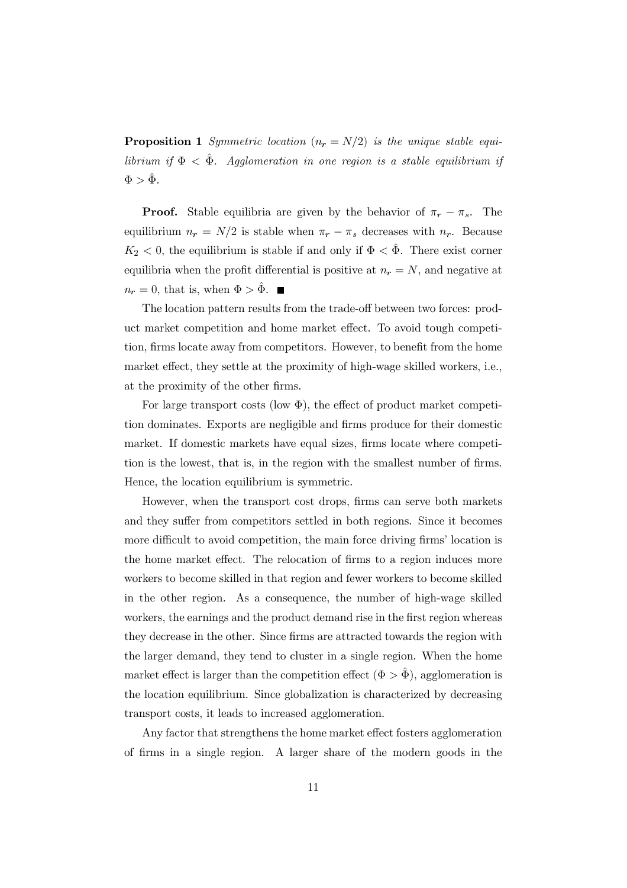**Proposition 1** *Symmetric location ($n_r = N/2$) is the unique stable equilibrium if $\Phi < \hat{\Phi}$. Agglomeration in one region is a stable equilibrium if $\Phi > \hat{\Phi}$.*

**Proof.** Stable equilibria are given by the behavior of $\pi_r - \pi_s$. The equilibrium $n_r = N/2$ is stable when $\pi_r - \pi_s$ decreases with $n_r$. Because $K_2 < 0$, the equilibrium is stable if and only if $\Phi < \hat{\Phi}$. There exist corner equilibria when the profit differential is positive at $n_r = N$, and negative at $n_r = 0$, that is, when $\Phi > \hat{\Phi}$. ■

The location pattern results from the trade-off between two forces: product market competition and home market effect. To avoid tough competition, firms locate away from competitors. However, to benefit from the home market effect, they settle at the proximity of high-wage skilled workers, i.e., at the proximity of the other firms.

For large transport costs (low $\Phi$), the effect of product market competition dominates. Exports are negligible and firms produce for their domestic market. If domestic markets have equal sizes, firms locate where competition is the lowest, that is, in the region with the smallest number of firms. Hence, the location equilibrium is symmetric.

However, when the transport cost drops, firms can serve both markets and they suffer from competitors settled in both regions. Since it becomes more difficult to avoid competition, the main force driving firms' location is the home market effect. The relocation of firms to a region induces more workers to become skilled in that region and fewer workers to become skilled in the other region. As a consequence, the number of high-wage skilled workers, the earnings and the product demand rise in the first region whereas they decrease in the other. Since firms are attracted towards the region with the larger demand, they tend to cluster in a single region. When the home market effect is larger than the competition effect ($\Phi > \hat{\Phi}$), agglomeration is the location equilibrium. Since globalization is characterized by decreasing transport costs, it leads to increased agglomeration.

Any factor that strengthens the home market effect fosters agglomeration of firms in a single region. A larger share of the modern goods in the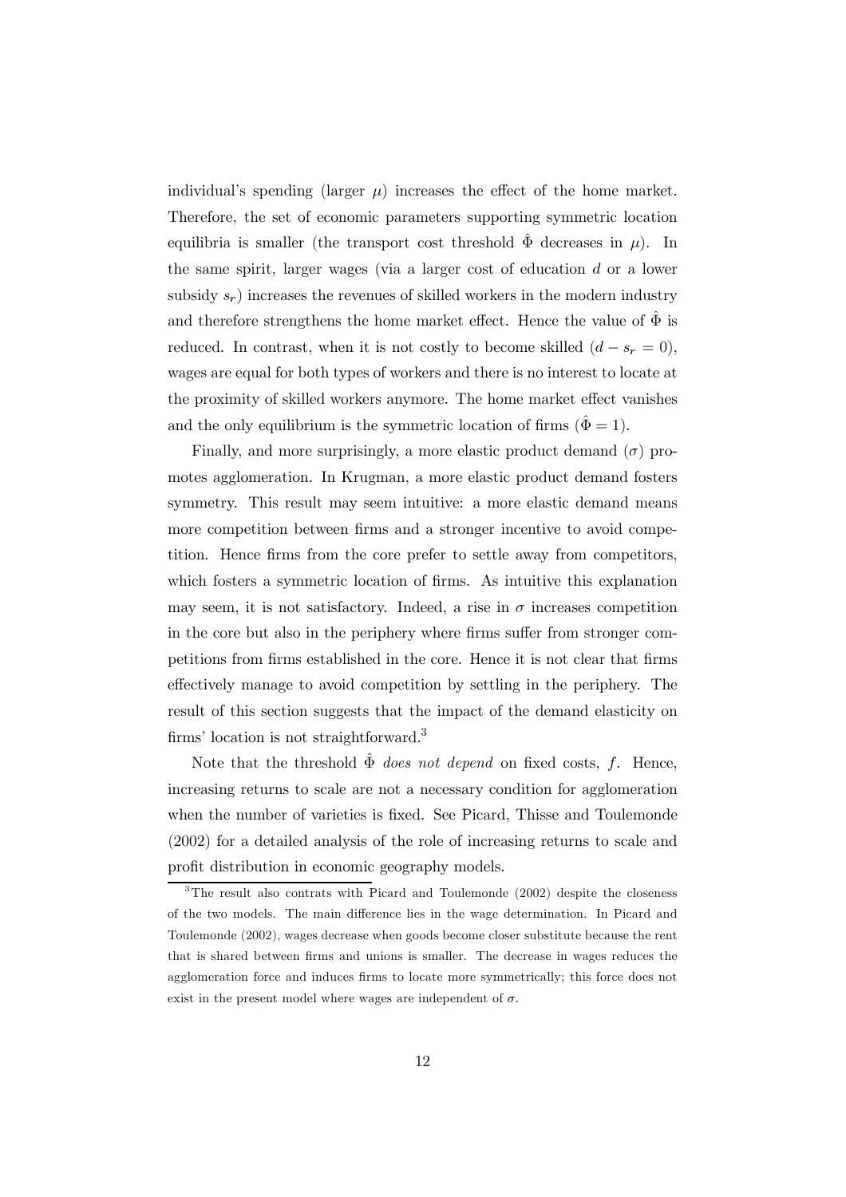individual's spending (larger $\mu$) increases the effect of the home market. Therefore, the set of economic parameters supporting symmetric location equilibria is smaller (the transport cost threshold $\hat{\Phi}$ decreases in $\mu$). In the same spirit, larger wages (via a larger cost of education $d$ or a lower subsidy $s_r$) increases the revenues of skilled workers in the modern industry and therefore strengthens the home market effect. Hence the value of $\hat{\Phi}$ is reduced. In contrast, when it is not costly to become skilled ($d - s_r = 0$), wages are equal for both types of workers and there is no interest to locate at the proximity of skilled workers anymore. The home market effect vanishes and the only equilibrium is the symmetric location of firms ($\hat{\Phi} = 1$).

Finally, and more surprisingly, a more elastic product demand ($\sigma$) promotes agglomeration. In Krugman, a more elastic product demand fosters symmetry. This result may seem intuitive: a more elastic demand means more competition between firms and a stronger incentive to avoid competition. Hence firms from the core prefer to settle away from competitors, which fosters a symmetric location of firms. As intuitive this explanation may seem, it is not satisfactory. Indeed, a rise in $\sigma$ increases competition in the core but also in the periphery where firms suffer from stronger competitions from firms established in the core. Hence it is not clear that firms effectively manage to avoid competition by settling in the periphery. The result of this section suggests that the impact of the demand elasticity on firms' location is not straightforward.[3]

Note that the threshold $\hat{\Phi}$ *does not depend* on fixed costs, $f$. Hence, increasing returns to scale are not a necessary condition for agglomeration when the number of varieties is fixed. See Picard, Thisse and Toulemonde (2002) for a detailed analysis of the role of increasing returns to scale and profit distribution in economic geography models.

[3] The result also contrats with Picard and Toulemonde (2002) despite the closeness of the two models. The main difference lies in the wage determination. In Picard and Toulemonde (2002), wages decrease when goods become closer substitute because the rent that is shared between firms and unions is smaller. The decrease in wages reduces the agglomeration force and induces firms to locate more symmetrically; this force does not exist in the present model where wages are independent of $\sigma$.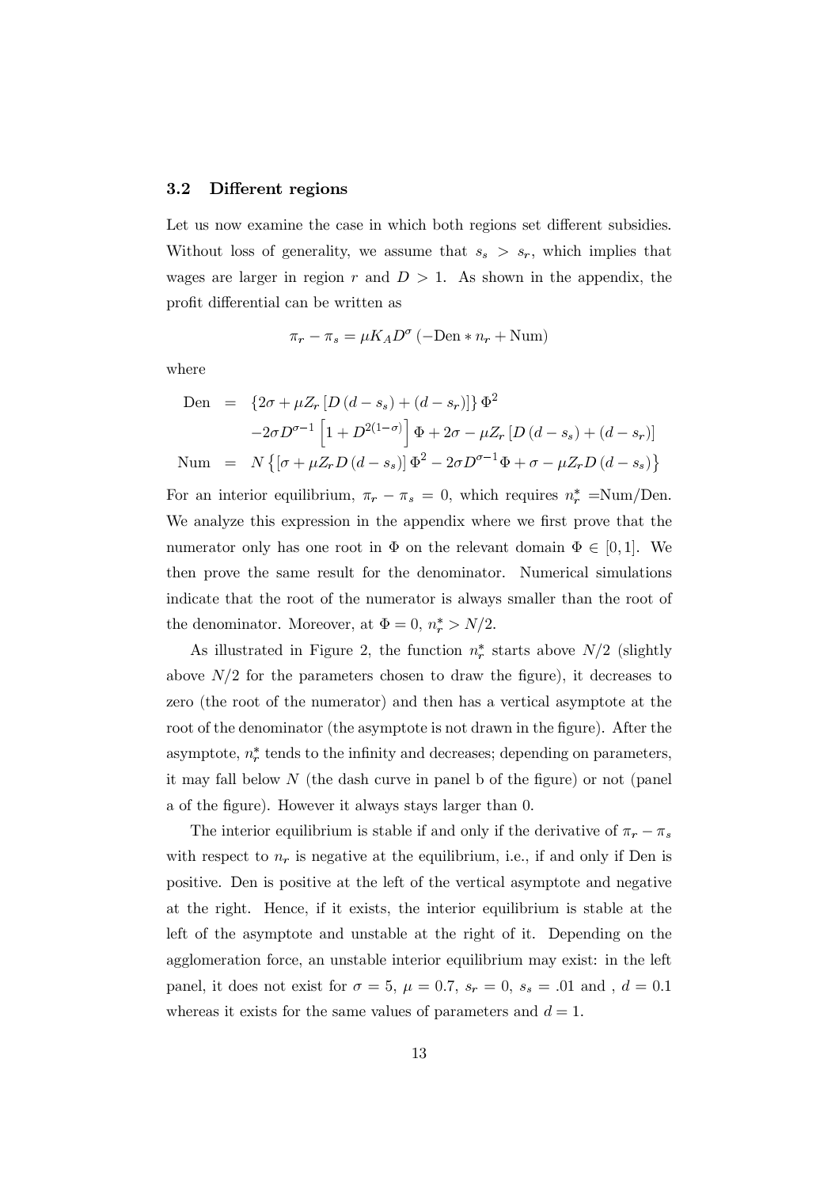### 3.2 Different regions

Let us now examine the case in which both regions set different subsidies. Without loss of generality, we assume that $s_s > s_r$, which implies that wages are larger in region $r$ and $D > 1$. As shown in the appendix, the profit differential can be written as

$$\pi_r - \pi_s = \mu K_A D^\sigma \left(-\text{Den} * n_r + \text{Num}\right)$$

where

$$\begin{aligned}
\text{Den} &= \left\{2\sigma + \mu Z_r \left[D\left(d - s_s\right) + \left(d - s_r\right)\right]\right\} \Phi^2 \\
&\quad -2\sigma D^{\sigma-1}\left[1 + D^{2(1-\sigma)}\right]\Phi + 2\sigma - \mu Z_r \left[D\left(d - s_s\right) + \left(d - s_r\right)\right] \\
\text{Num} &= N\left\{\left[\sigma + \mu Z_r D\left(d - s_s\right)\right]\Phi^2 - 2\sigma D^{\sigma-1}\Phi + \sigma - \mu Z_r D\left(d - s_s\right)\right\}
\end{aligned}$$

For an interior equilibrium, $\pi_r - \pi_s = 0$, which requires $n_r^* =$Num/Den. We analyze this expression in the appendix where we first prove that the numerator only has one root in $\Phi$ on the relevant domain $\Phi \in [0, 1]$. We then prove the same result for the denominator. Numerical simulations indicate that the root of the numerator is always smaller than the root of the denominator. Moreover, at $\Phi = 0$, $n_r^* > N/2$.

As illustrated in Figure 2, the function $n_r^*$ starts above $N/2$ (slightly above $N/2$ for the parameters chosen to draw the figure), it decreases to zero (the root of the numerator) and then has a vertical asymptote at the root of the denominator (the asymptote is not drawn in the figure). After the asymptote, $n_r^*$ tends to the infinity and decreases; depending on parameters, it may fall below $N$ (the dash curve in panel b of the figure) or not (panel a of the figure). However it always stays larger than 0.

The interior equilibrium is stable if and only if the derivative of $\pi_r - \pi_s$ with respect to $n_r$ is negative at the equilibrium, i.e., if and only if Den is positive. Den is positive at the left of the vertical asymptote and negative at the right. Hence, if it exists, the interior equilibrium is stable at the left of the asymptote and unstable at the right of it. Depending on the agglomeration force, an unstable interior equilibrium may exist: in the left panel, it does not exist for $\sigma = 5$, $\mu = 0.7$, $s_r = 0$, $s_s = .01$ and , $d = 0.1$ whereas it exists for the same values of parameters and $d = 1$.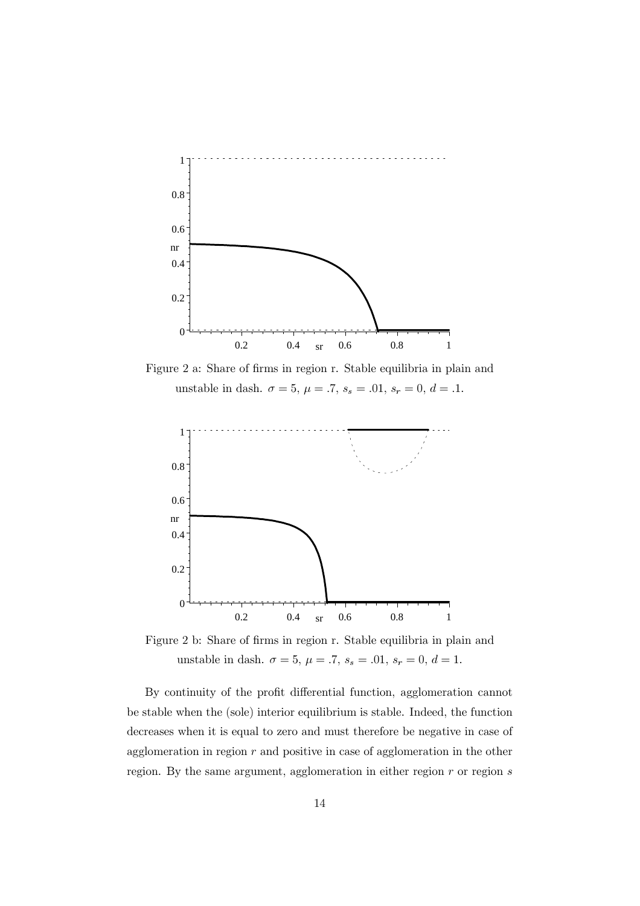Figure 2 a: Share of firms in region r. Stable equilibria in plain and unstable in dash. $\sigma = 5$, $\mu = .7$, $s_s = .01$, $s_r = 0$, $d = .1$.

Figure 2 b: Share of firms in region r. Stable equilibria in plain and unstable in dash. $\sigma = 5$, $\mu = .7$, $s_s = .01$, $s_r = 0$, $d = 1$.

By continuity of the profit differential function, agglomeration cannot be stable when the (sole) interior equilibrium is stable. Indeed, the function decreases when it is equal to zero and must therefore be negative in case of agglomeration in region $r$ and positive in case of agglomeration in the other region. By the same argument, agglomeration in either region $r$ or region $s$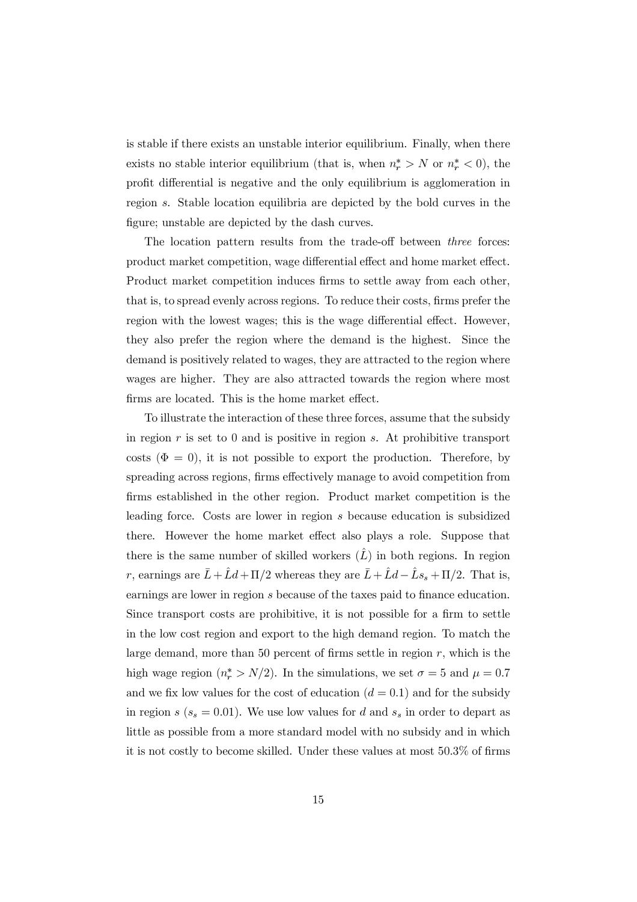is stable if there exists an unstable interior equilibrium. Finally, when there exists no stable interior equilibrium (that is, when $n_r^* > N$ or $n_r^* < 0$), the profit differential is negative and the only equilibrium is agglomeration in region $s$. Stable location equilibria are depicted by the bold curves in the figure; unstable are depicted by the dash curves.

The location pattern results from the trade-off between *three* forces: product market competition, wage differential effect and home market effect. Product market competition induces firms to settle away from each other, that is, to spread evenly across regions. To reduce their costs, firms prefer the region with the lowest wages; this is the wage differential effect. However, they also prefer the region where the demand is the highest. Since the demand is positively related to wages, they are attracted to the region where wages are higher. They are also attracted towards the region where most firms are located. This is the home market effect.

To illustrate the interaction of these three forces, assume that the subsidy in region $r$ is set to 0 and is positive in region $s$. At prohibitive transport costs ($\Phi = 0$), it is not possible to export the production. Therefore, by spreading across regions, firms effectively manage to avoid competition from firms established in the other region. Product market competition is the leading force. Costs are lower in region $s$ because education is subsidized there. However the home market effect also plays a role. Suppose that there is the same number of skilled workers ($\hat{L}$) in both regions. In region $r$, earnings are $\bar{L} + \hat{L}d + \Pi/2$ whereas they are $\bar{L} + \hat{L}d - \hat{L}s_s + \Pi/2$. That is, earnings are lower in region $s$ because of the taxes paid to finance education. Since transport costs are prohibitive, it is not possible for a firm to settle in the low cost region and export to the high demand region. To match the large demand, more than 50 percent of firms settle in region $r$, which is the high wage region ($n_r^* > N/2$). In the simulations, we set $\sigma = 5$ and $\mu = 0.7$ and we fix low values for the cost of education ($d = 0.1$) and for the subsidy in region $s$ ($s_s = 0.01$). We use low values for $d$ and $s_s$ in order to depart as little as possible from a more standard model with no subsidy and in which it is not costly to become skilled. Under these values at most 50.3% of firms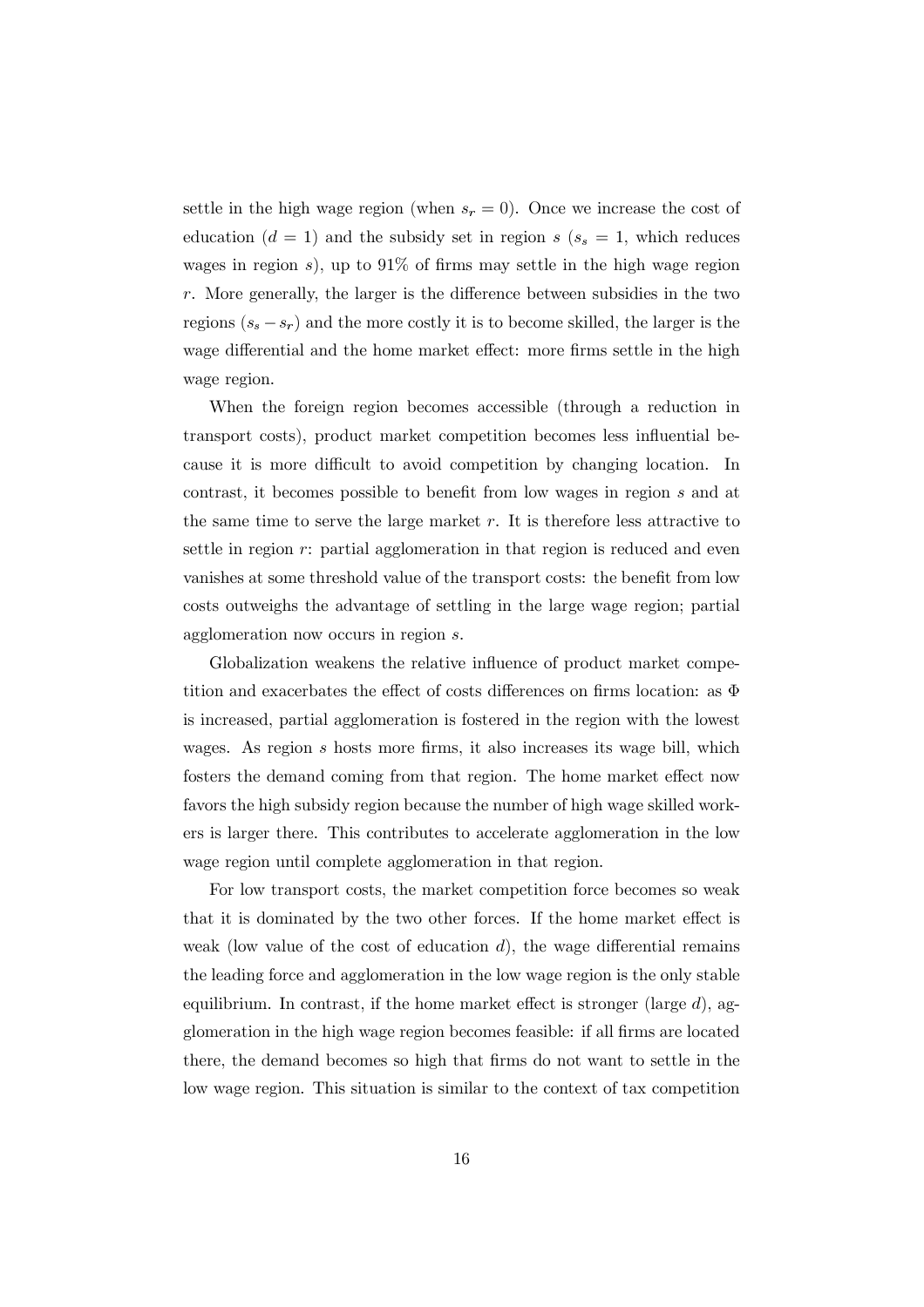settle in the high wage region (when $s_r = 0$). Once we increase the cost of education ($d = 1$) and the subsidy set in region $s$ ($s_s = 1$, which reduces wages in region $s$), up to 91% of firms may settle in the high wage region $r$. More generally, the larger is the difference between subsidies in the two regions ($s_s - s_r$) and the more costly it is to become skilled, the larger is the wage differential and the home market effect: more firms settle in the high wage region.

When the foreign region becomes accessible (through a reduction in transport costs), product market competition becomes less influential because it is more difficult to avoid competition by changing location. In contrast, it becomes possible to benefit from low wages in region $s$ and at the same time to serve the large market $r$. It is therefore less attractive to settle in region $r$: partial agglomeration in that region is reduced and even vanishes at some threshold value of the transport costs: the benefit from low costs outweighs the advantage of settling in the large wage region; partial agglomeration now occurs in region $s$.

Globalization weakens the relative influence of product market competition and exacerbates the effect of costs differences on firms location: as $\Phi$ is increased, partial agglomeration is fostered in the region with the lowest wages. As region $s$ hosts more firms, it also increases its wage bill, which fosters the demand coming from that region. The home market effect now favors the high subsidy region because the number of high wage skilled workers is larger there. This contributes to accelerate agglomeration in the low wage region until complete agglomeration in that region.

For low transport costs, the market competition force becomes so weak that it is dominated by the two other forces. If the home market effect is weak (low value of the cost of education $d$), the wage differential remains the leading force and agglomeration in the low wage region is the only stable equilibrium. In contrast, if the home market effect is stronger (large $d$), agglomeration in the high wage region becomes feasible: if all firms are located there, the demand becomes so high that firms do not want to settle in the low wage region. This situation is similar to the context of tax competition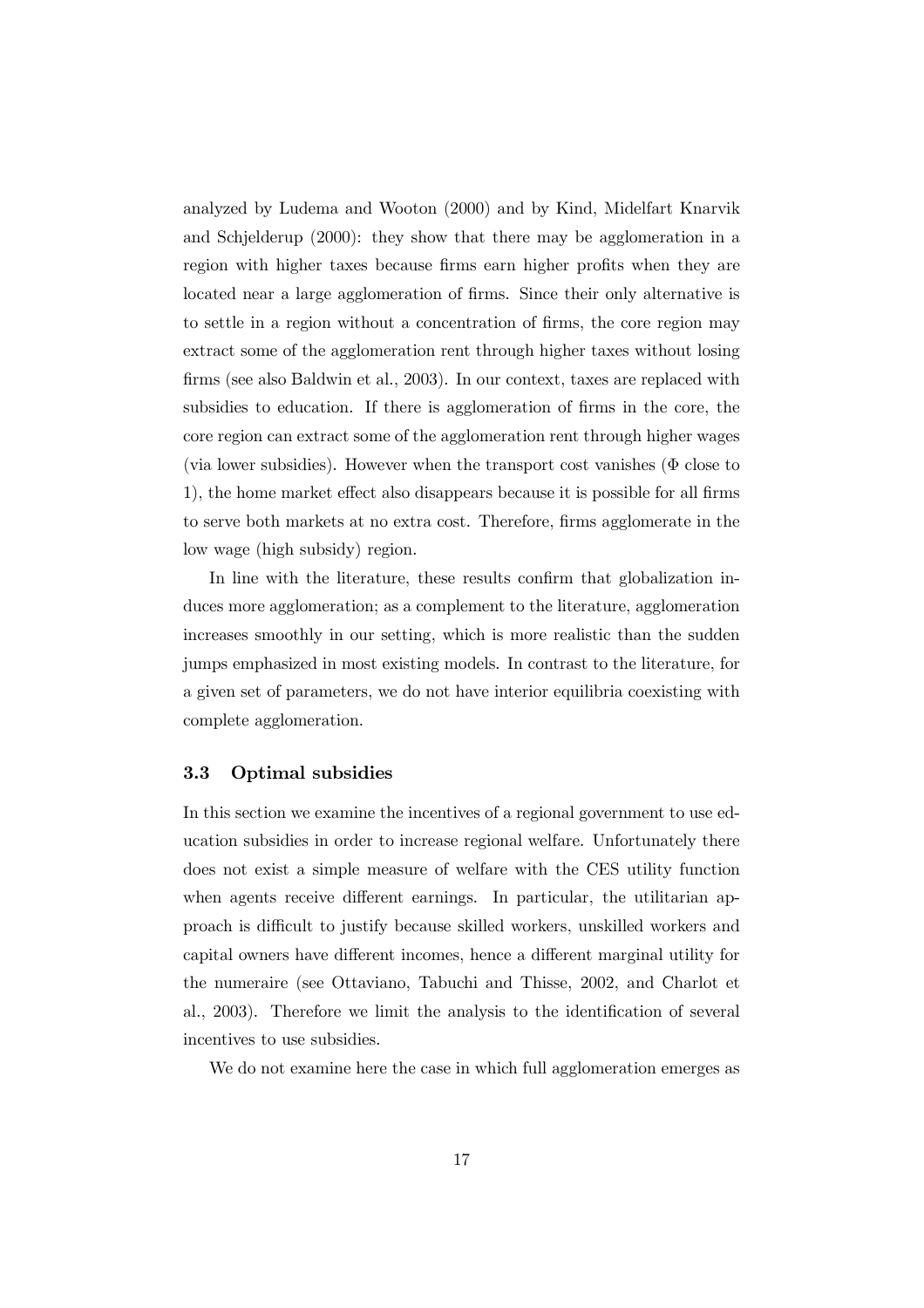analyzed by Ludema and Wooton (2000) and by Kind, Midelfart Knarvik and Schjelderup (2000): they show that there may be agglomeration in a region with higher taxes because firms earn higher profits when they are located near a large agglomeration of firms. Since their only alternative is to settle in a region without a concentration of firms, the core region may extract some of the agglomeration rent through higher taxes without losing firms (see also Baldwin et al., 2003). In our context, taxes are replaced with subsidies to education. If there is agglomeration of firms in the core, the core region can extract some of the agglomeration rent through higher wages (via lower subsidies). However when the transport cost vanishes ($\Phi$ close to 1), the home market effect also disappears because it is possible for all firms to serve both markets at no extra cost. Therefore, firms agglomerate in the low wage (high subsidy) region.

In line with the literature, these results confirm that globalization induces more agglomeration; as a complement to the literature, agglomeration increases smoothly in our setting, which is more realistic than the sudden jumps emphasized in most existing models. In contrast to the literature, for a given set of parameters, we do not have interior equilibria coexisting with complete agglomeration.

### 3.3 Optimal subsidies

In this section we examine the incentives of a regional government to use education subsidies in order to increase regional welfare. Unfortunately there does not exist a simple measure of welfare with the CES utility function when agents receive different earnings. In particular, the utilitarian approach is difficult to justify because skilled workers, unskilled workers and capital owners have different incomes, hence a different marginal utility for the numeraire (see Ottaviano, Tabuchi and Thisse, 2002, and Charlot et al., 2003). Therefore we limit the analysis to the identification of several incentives to use subsidies.

We do not examine here the case in which full agglomeration emerges as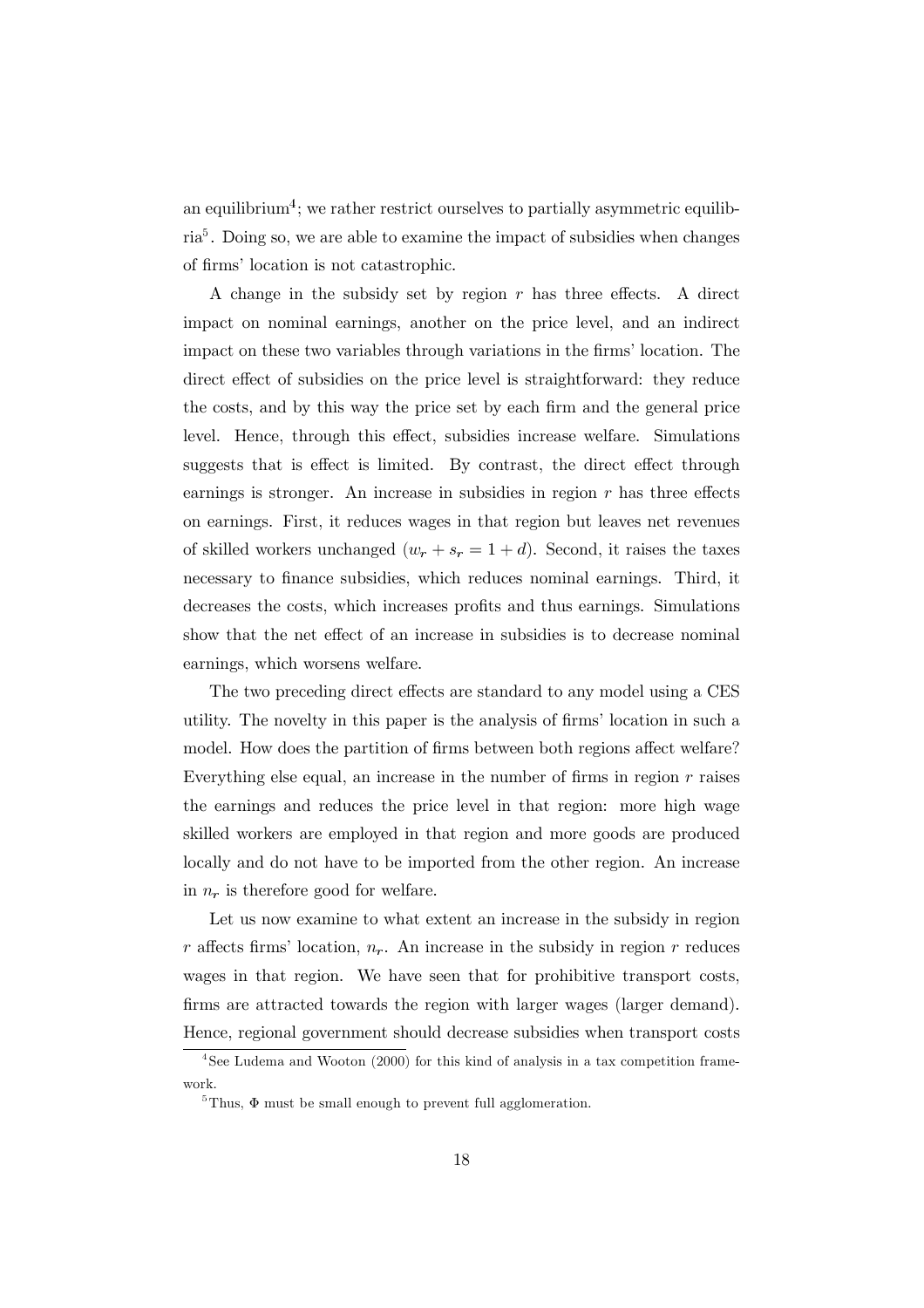an equilibrium[4]; we rather restrict ourselves to partially asymmetric equilibria[5]. Doing so, we are able to examine the impact of subsidies when changes of firms' location is not catastrophic.

A change in the subsidy set by region $r$ has three effects. A direct impact on nominal earnings, another on the price level, and an indirect impact on these two variables through variations in the firms' location. The direct effect of subsidies on the price level is straightforward: they reduce the costs, and by this way the price set by each firm and the general price level. Hence, through this effect, subsidies increase welfare. Simulations suggests that is effect is limited. By contrast, the direct effect through earnings is stronger. An increase in subsidies in region $r$ has three effects on earnings. First, it reduces wages in that region but leaves net revenues of skilled workers unchanged ($w_r + s_r = 1 + d$). Second, it raises the taxes necessary to finance subsidies, which reduces nominal earnings. Third, it decreases the costs, which increases profits and thus earnings. Simulations show that the net effect of an increase in subsidies is to decrease nominal earnings, which worsens welfare.

The two preceding direct effects are standard to any model using a CES utility. The novelty in this paper is the analysis of firms' location in such a model. How does the partition of firms between both regions affect welfare? Everything else equal, an increase in the number of firms in region $r$ raises the earnings and reduces the price level in that region: more high wage skilled workers are employed in that region and more goods are produced locally and do not have to be imported from the other region. An increase in $n_r$ is therefore good for welfare.

Let us now examine to what extent an increase in the subsidy in region $r$ affects firms' location, $n_r$. An increase in the subsidy in region $r$ reduces wages in that region. We have seen that for prohibitive transport costs, firms are attracted towards the region with larger wages (larger demand). Hence, regional government should decrease subsidies when transport costs

[4]See Ludema and Wooton (2000) for this kind of analysis in a tax competition framework.

[5]Thus, $\Phi$ must be small enough to prevent full agglomeration.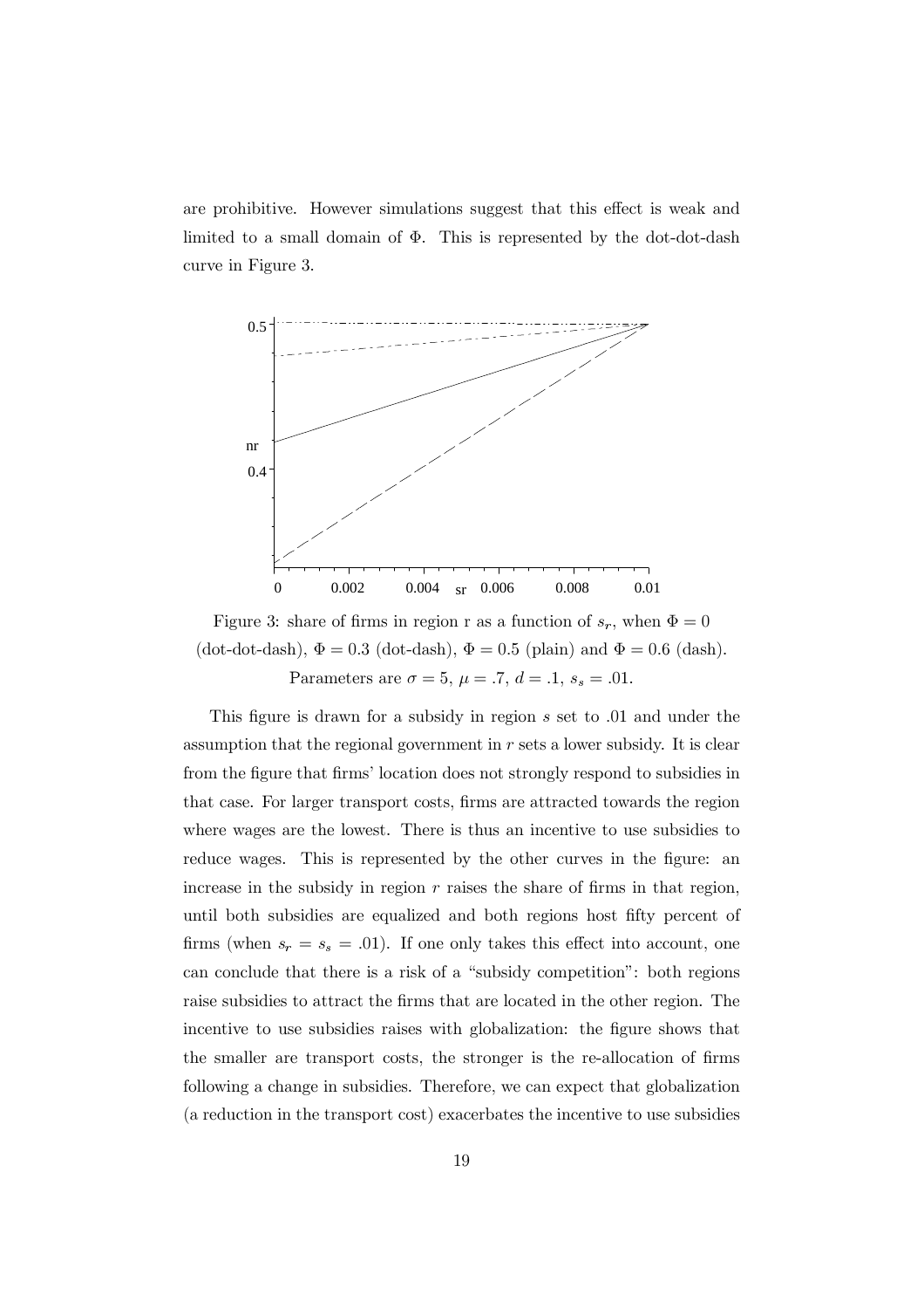are prohibitive. However simulations suggest that this effect is weak and limited to a small domain of $\Phi$. This is represented by the dot-dot-dash curve in Figure 3.

Figure 3: share of firms in region r as a function of $s_r$, when $\Phi = 0$ (dot-dot-dash), $\Phi = 0.3$ (dot-dash), $\Phi = 0.5$ (plain) and $\Phi = 0.6$ (dash). Parameters are $\sigma = 5$, $\mu = .7$, $d = .1$, $s_s = .01$.

This figure is drawn for a subsidy in region $s$ set to .01 and under the assumption that the regional government in $r$ sets a lower subsidy. It is clear from the figure that firms' location does not strongly respond to subsidies in that case. For larger transport costs, firms are attracted towards the region where wages are the lowest. There is thus an incentive to use subsidies to reduce wages. This is represented by the other curves in the figure: an increase in the subsidy in region $r$ raises the share of firms in that region, until both subsidies are equalized and both regions host fifty percent of firms (when $s_r = s_s = .01$). If one only takes this effect into account, one can conclude that there is a risk of a "subsidy competition": both regions raise subsidies to attract the firms that are located in the other region. The incentive to use subsidies raises with globalization: the figure shows that the smaller are transport costs, the stronger is the re-allocation of firms following a change in subsidies. Therefore, we can expect that globalization (a reduction in the transport cost) exacerbates the incentive to use subsidies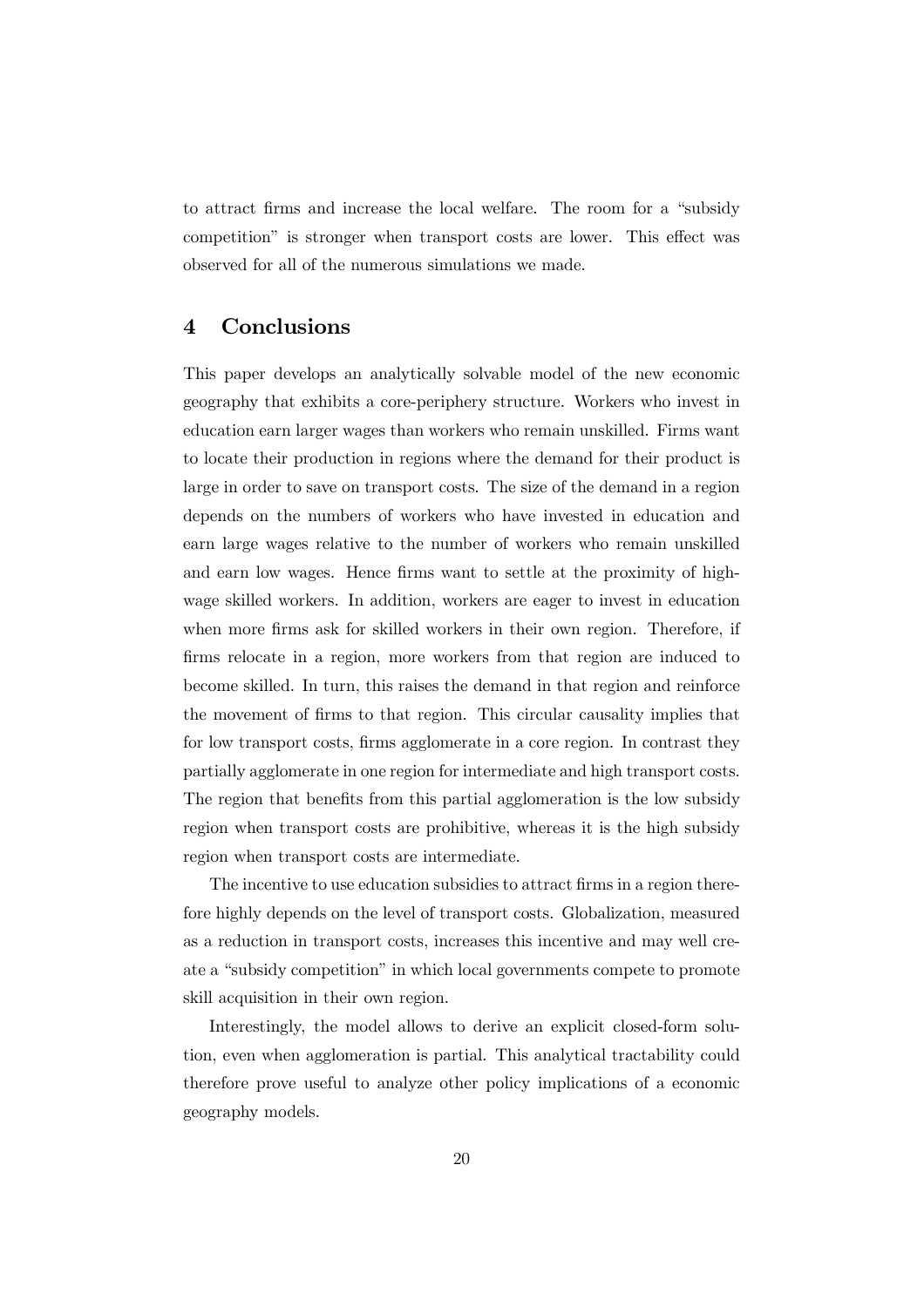to attract firms and increase the local welfare. The room for a "subsidy competition" is stronger when transport costs are lower. This effect was observed for all of the numerous simulations we made.

## 4 Conclusions

This paper develops an analytically solvable model of the new economic geography that exhibits a core-periphery structure. Workers who invest in education earn larger wages than workers who remain unskilled. Firms want to locate their production in regions where the demand for their product is large in order to save on transport costs. The size of the demand in a region depends on the numbers of workers who have invested in education and earn large wages relative to the number of workers who remain unskilled and earn low wages. Hence firms want to settle at the proximity of high-wage skilled workers. In addition, workers are eager to invest in education when more firms ask for skilled workers in their own region. Therefore, if firms relocate in a region, more workers from that region are induced to become skilled. In turn, this raises the demand in that region and reinforce the movement of firms to that region. This circular causality implies that for low transport costs, firms agglomerate in a core region. In contrast they partially agglomerate in one region for intermediate and high transport costs. The region that benefits from this partial agglomeration is the low subsidy region when transport costs are prohibitive, whereas it is the high subsidy region when transport costs are intermediate.

The incentive to use education subsidies to attract firms in a region therefore highly depends on the level of transport costs. Globalization, measured as a reduction in transport costs, increases this incentive and may well create a "subsidy competition" in which local governments compete to promote skill acquisition in their own region.

Interestingly, the model allows to derive an explicit closed-form solution, even when agglomeration is partial. This analytical tractability could therefore prove useful to analyze other policy implications of a economic geography models.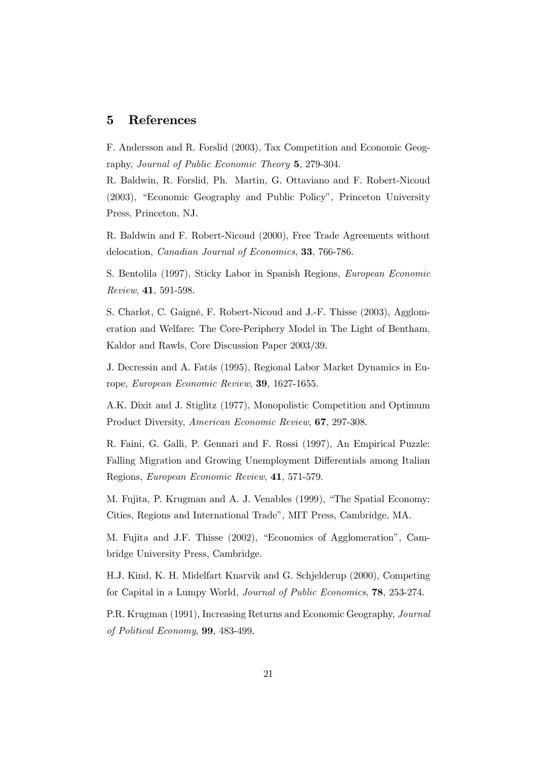## 5 References

F. Andersson and R. Forslid (2003), Tax Competition and Economic Geography, *Journal of Public Economic Theory* **5**, 279-304.

R. Baldwin, R. Forslid, Ph. Martin, G. Ottaviano and F. Robert-Nicoud (2003), "Economic Geography and Public Policy", Princeton University Press, Princeton, NJ.

R. Baldwin and F. Robert-Nicoud (2000), Free Trade Agreements without delocation, *Canadian Journal of Economics*, **33**, 766-786.

S. Bentolila (1997), Sticky Labor in Spanish Regions, *European Economic Review*, **41**, 591-598.

S. Charlot, C. Gaigné, F. Robert-Nicoud and J.-F. Thisse (2003), Agglomeration and Welfare: The Core-Periphery Model in The Light of Bentham, Kaldor and Rawls, Core Discussion Paper 2003/39.

J. Decressin and A. Fatás (1995), Regional Labor Market Dynamics in Europe, *European Economic Review*, **39**, 1627-1655.

A.K. Dixit and J. Stiglitz (1977), Monopolistic Competition and Optimum Product Diversity, *American Economic Review*, **67**, 297-308.

R. Faini, G. Galli, P. Gennari and F. Rossi (1997), An Empirical Puzzle: Falling Migration and Growing Unemployment Differentials among Italian Regions, *European Economic Review*, **41**, 571-579.

M. Fujita, P. Krugman and A. J. Venables (1999), "The Spatial Economy: Cities, Regions and International Trade", MIT Press, Cambridge, MA.

M. Fujita and J.F. Thisse (2002), "Economics of Agglomeration", Cambridge University Press, Cambridge.

H.J. Kind, K. H. Midelfart Knarvik and G. Schjelderup (2000), Competing for Capital in a Lumpy World, *Journal of Public Economics*, **78**, 253-274.

P.R. Krugman (1991), Increasing Returns and Economic Geography, *Journal of Political Economy*, **99**, 483-499.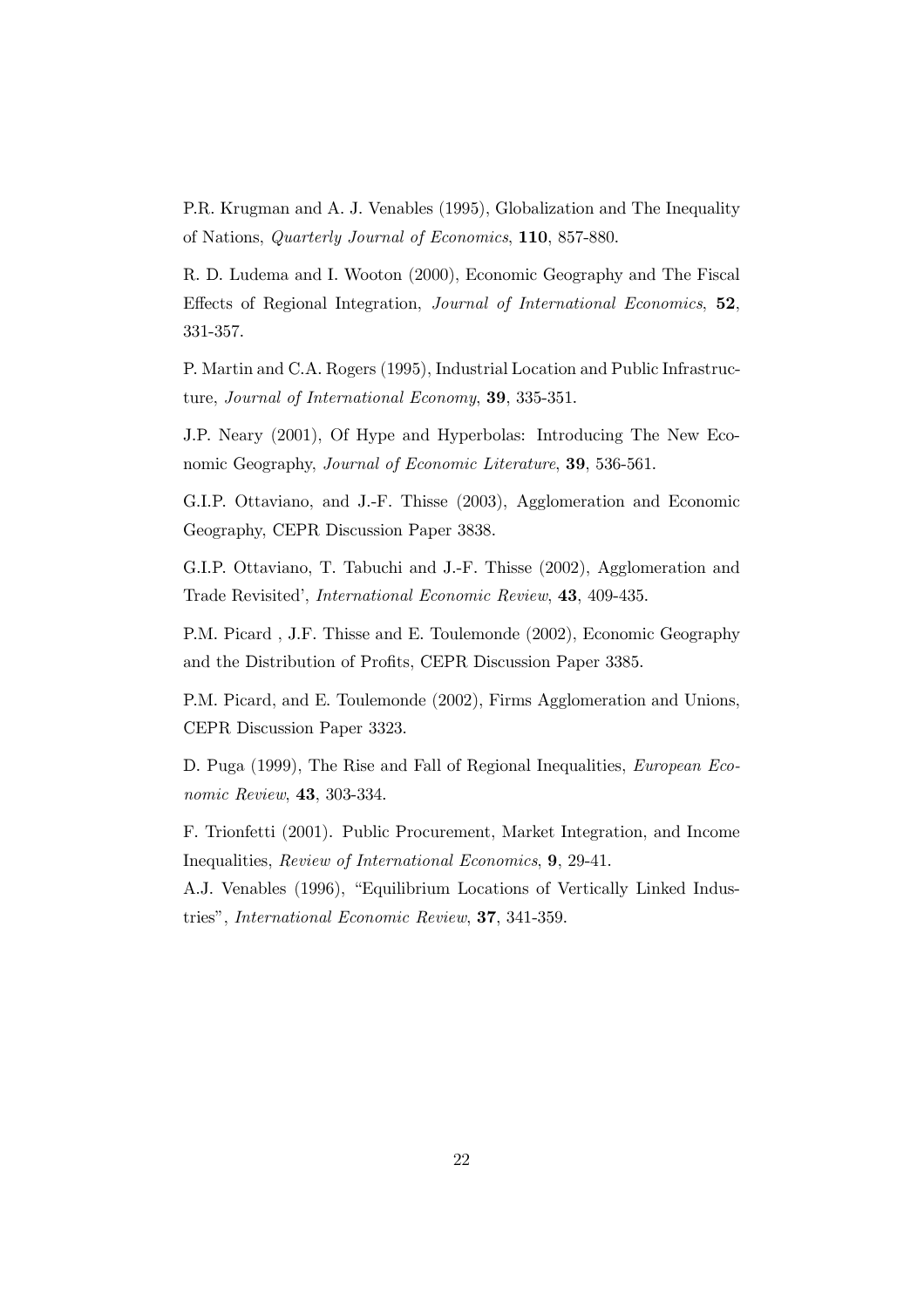P.R. Krugman and A. J. Venables (1995), Globalization and The Inequality of Nations, *Quarterly Journal of Economics*, **110**, 857-880.

R. D. Ludema and I. Wooton (2000), Economic Geography and The Fiscal Effects of Regional Integration, *Journal of International Economics*, **52**, 331-357.

P. Martin and C.A. Rogers (1995), Industrial Location and Public Infrastructure, *Journal of International Economy*, **39**, 335-351.

J.P. Neary (2001), Of Hype and Hyperbolas: Introducing The New Economic Geography, *Journal of Economic Literature*, **39**, 536-561.

G.I.P. Ottaviano, and J.-F. Thisse (2003), Agglomeration and Economic Geography, CEPR Discussion Paper 3838.

G.I.P. Ottaviano, T. Tabuchi and J.-F. Thisse (2002), Agglomeration and Trade Revisited', *International Economic Review*, **43**, 409-435.

P.M. Picard , J.F. Thisse and E. Toulemonde (2002), Economic Geography and the Distribution of Profits, CEPR Discussion Paper 3385.

P.M. Picard, and E. Toulemonde (2002), Firms Agglomeration and Unions, CEPR Discussion Paper 3323.

D. Puga (1999), The Rise and Fall of Regional Inequalities, *European Economic Review*, **43**, 303-334.

F. Trionfetti (2001). Public Procurement, Market Integration, and Income Inequalities, *Review of International Economics*, **9**, 29-41.

A.J. Venables (1996), "Equilibrium Locations of Vertically Linked Industries", *International Economic Review*, **37**, 341-359.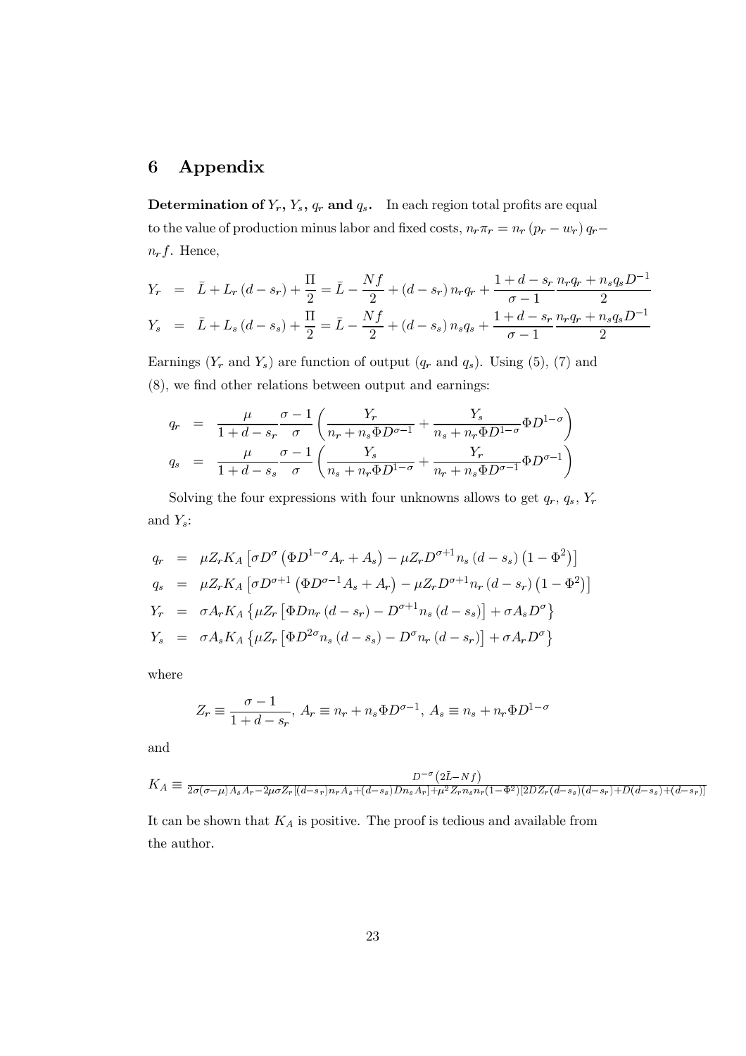# 6 Appendix

**Determination of $Y_r$, $Y_s$, $q_r$ and $q_s$.** In each region total profits are equal to the value of production minus labor and fixed costs, $n_r \pi_r = n_r (p_r - w_r) q_r - n_r f$. Hence,

$$
\begin{aligned}
Y_r &= \bar{L} + L_r (d - s_r) + \frac{\Pi}{2} = \bar{L} - \frac{Nf}{2} + (d - s_r) n_r q_r + \frac{1 + d - s_r}{\sigma - 1} \frac{n_r q_r + n_s q_s D^{-1}}{2} \\
Y_s &= \bar{L} + L_s (d - s_s) + \frac{\Pi}{2} = \bar{L} - \frac{Nf}{2} + (d - s_s) n_s q_s + \frac{1 + d - s_r}{\sigma - 1} \frac{n_r q_r + n_s q_s D^{-1}}{2}
\end{aligned}
$$

Earnings ($Y_r$ and $Y_s$) are function of output ($q_r$ and $q_s$). Using (5), (7) and (8), we find other relations between output and earnings:

$$
\begin{aligned}
q_r &= \frac{\mu}{1 + d - s_r} \frac{\sigma - 1}{\sigma} \left( \frac{Y_r}{n_r + n_s \Phi D^{\sigma - 1}} + \frac{Y_s}{n_s + n_r \Phi D^{1-\sigma}} \Phi D^{1-\sigma} \right) \\
q_s &= \frac{\mu}{1 + d - s_s} \frac{\sigma - 1}{\sigma} \left( \frac{Y_s}{n_s + n_r \Phi D^{1-\sigma}} + \frac{Y_r}{n_r + n_s \Phi D^{\sigma-1}} \Phi D^{\sigma-1} \right)
\end{aligned}
$$

Solving the four expressions with four unknowns allows to get $q_r$, $q_s$, $Y_r$ and $Y_s$:

$$
\begin{aligned}
q_r &= \mu Z_r K_A \left[ \sigma D^{\sigma} \left( \Phi D^{1-\sigma} A_r + A_s \right) - \mu Z_r D^{\sigma+1} n_s (d - s_s) \left( 1 - \Phi^2 \right) \right] \\
q_s &= \mu Z_r K_A \left[ \sigma D^{\sigma+1} \left( \Phi D^{\sigma-1} A_s + A_r \right) - \mu Z_r D^{\sigma+1} n_r (d - s_r) \left( 1 - \Phi^2 \right) \right] \\
Y_r &= \sigma A_r K_A \left\{ \mu Z_r \left[ \Phi D n_r (d - s_r) - D^{\sigma+1} n_s (d - s_s) \right] + \sigma A_s D^{\sigma} \right\} \\
Y_s &= \sigma A_s K_A \left\{ \mu Z_r \left[ \Phi D^{2\sigma} n_s (d - s_s) - D^{\sigma} n_r (d - s_r) \right] + \sigma A_r D^{\sigma} \right\}
\end{aligned}
$$

where

$$
Z_r \equiv \frac{\sigma - 1}{1 + d - s_r}, \; A_r \equiv n_r + n_s \Phi D^{\sigma - 1}, \; A_s \equiv n_s + n_r \Phi D^{1-\sigma}
$$

and

$$
K_A \equiv \frac{D^{-\sigma} \left( 2\bar{L} - Nf \right)}{2\sigma(\sigma-\mu) A_s A_r - 2\mu\sigma Z_r \left[ (d-s_r) n_r A_s + (d-s_s) D n_s A_r \right] + \mu^2 Z_r n_s n_r (1-\Phi^2) \left[ 2 D Z_r (d-s_s)(d-s_r) + D(d-s_s) + (d-s_r) \right]}
$$

It can be shown that $K_A$ is positive. The proof is tedious and available from the author.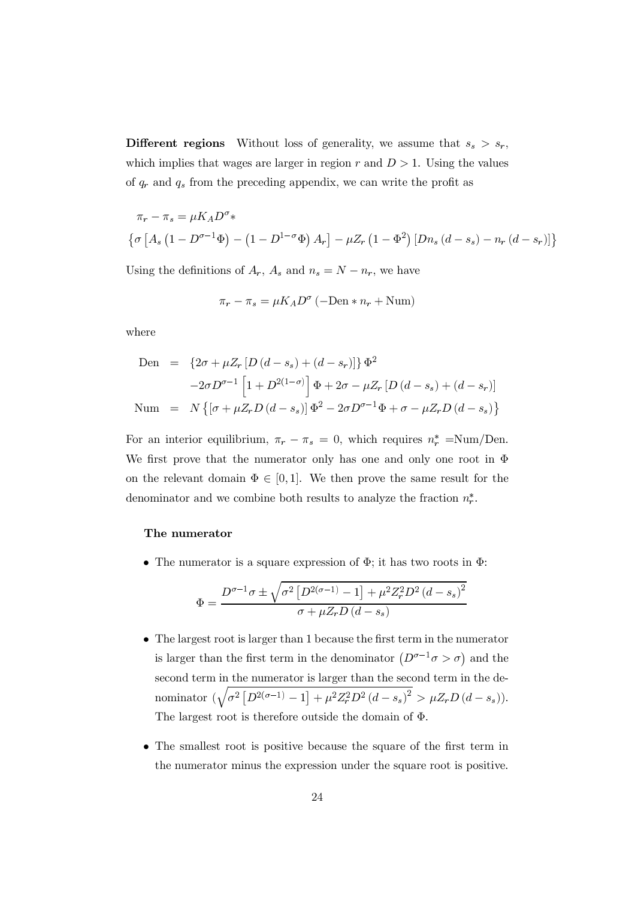**Different regions** Without loss of generality, we assume that $s_s > s_r$, which implies that wages are larger in region $r$ and $D > 1$. Using the values of $q_r$ and $q_s$ from the preceding appendix, we can write the profit as

$$\pi_r - \pi_s = \mu K_A D^{\sigma} *$$
$$\left\{ \sigma \left[ A_s \left(1 - D^{\sigma-1}\Phi\right) - \left(1 - D^{1-\sigma}\Phi\right) A_r \right] - \mu Z_r \left(1 - \Phi^2\right) \left[ D n_s \left(d - s_s\right) - n_r \left(d - s_r\right) \right] \right\}$$

Using the definitions of $A_r$, $A_s$ and $n_s = N - n_r$, we have

$$\pi_r - \pi_s = \mu K_A D^{\sigma} \left( -\text{Den} * n_r + \text{Num} \right)$$

where

$$\begin{aligned}
\text{Den} &= \left\{ 2\sigma + \mu Z_r \left[ D \left(d - s_s\right) + \left(d - s_r\right) \right] \right\} \Phi^2 \\
&\quad - 2\sigma D^{\sigma-1} \left[ 1 + D^{2(1-\sigma)} \right] \Phi + 2\sigma - \mu Z_r \left[ D \left(d - s_s\right) + \left(d - s_r\right) \right] \\
\text{Num} &= N \left\{ \left[ \sigma + \mu Z_r D \left(d - s_s\right) \right] \Phi^2 - 2\sigma D^{\sigma-1} \Phi + \sigma - \mu Z_r D \left(d - s_s\right) \right\}
\end{aligned}$$

For an interior equilibrium, $\pi_r - \pi_s = 0$, which requires $n_r^* =$Num/Den. We first prove that the numerator only has one and only one root in $\Phi$ on the relevant domain $\Phi \in [0, 1]$. We then prove the same result for the denominator and we combine both results to analyze the fraction $n_r^*$.

**The numerator**

- The numerator is a square expression of $\Phi$; it has two roots in $\Phi$:

$$\Phi = \frac{D^{\sigma-1}\sigma \pm \sqrt{\sigma^2 \left[ D^{2(\sigma-1)} - 1 \right] + \mu^2 Z_r^2 D^2 \left(d - s_s\right)^2}}{\sigma + \mu Z_r D \left(d - s_s\right)}$$

- The largest root is larger than 1 because the first term in the numerator is larger than the first term in the denominator $\left(D^{\sigma-1}\sigma > \sigma\right)$ and the second term in the numerator is larger than the second term in the denominator ($\sqrt{\sigma^2 \left[ D^{2(\sigma-1)} - 1 \right] + \mu^2 Z_r^2 D^2 \left(d - s_s\right)^2} > \mu Z_r D \left(d - s_s\right)$). The largest root is therefore outside the domain of $\Phi$.

- The smallest root is positive because the square of the first term in the numerator minus the expression under the square root is positive.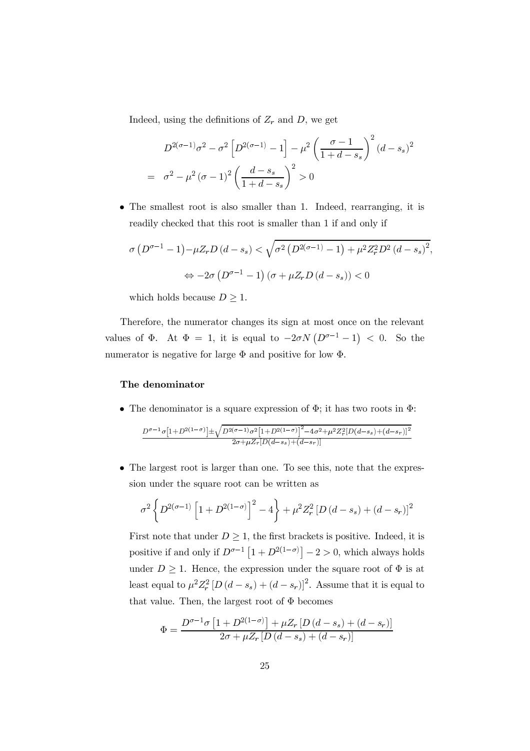Indeed, using the definitions of $Z_r$ and $D$, we get

$$
\begin{aligned}
& D^{2(\sigma-1)}\sigma^2 - \sigma^2\left[D^{2(\sigma-1)}-1\right] - \mu^2\left(\frac{\sigma-1}{1+d-s_s}\right)^2 (d-s_s)^2 \\
= \;\; & \sigma^2 - \mu^2(\sigma-1)^2\left(\frac{d-s_s}{1+d-s_s}\right)^2 > 0
\end{aligned}
$$

- The smallest root is also smaller than 1. Indeed, rearranging, it is readily checked that this root is smaller than 1 if and only if

$$
\sigma\left(D^{\sigma-1}-1\right) - \mu Z_r D\left(d-s_s\right) < \sqrt{\sigma^2\left(D^{2(\sigma-1)}-1\right) + \mu^2 Z_r^2 D^2\left(d-s_s\right)^2},
$$

$$
\Leftrightarrow -2\sigma\left(D^{\sigma-1}-1\right)\left(\sigma + \mu Z_r D\left(d-s_s\right)\right) < 0
$$

which holds because $D \geq 1$.

Therefore, the numerator changes its sign at most once on the relevant values of $\Phi$. At $\Phi = 1$, it is equal to $-2\sigma N\left(D^{\sigma-1}-1\right) < 0$. So the numerator is negative for large $\Phi$ and positive for low $\Phi$.

#### The denominator

- The denominator is a square expression of $\Phi$; it has two roots in $\Phi$:

$$
\frac{D^{\sigma-1}\sigma\left[1+D^{2(1-\sigma)}\right] \pm \sqrt{D^{2(\sigma-1)}\sigma^2\left[1+D^{2(1-\sigma)}\right]^2 - 4\sigma^2 + \mu^2 Z_r^2\left[D(d-s_s)+(d-s_r)\right]^2}}{2\sigma + \mu Z_r\left[D(d-s_s)+(d-s_r)\right]}
$$

- The largest root is larger than one. To see this, note that the expression under the square root can be written as

$$
\sigma^2\left\{D^{2(\sigma-1)}\left[1+D^{2(1-\sigma)}\right]^2 - 4\right\} + \mu^2 Z_r^2\left[D\left(d-s_s\right)+\left(d-s_r\right)\right]^2
$$

First note that under $D \geq 1$, the first brackets is positive. Indeed, it is positive if and only if $D^{\sigma-1}\left[1+D^{2(1-\sigma)}\right] - 2 > 0$, which always holds under $D \geq 1$. Hence, the expression under the square root of $\Phi$ is at least equal to $\mu^2 Z_r^2\left[D\left(d-s_s\right)+\left(d-s_r\right)\right]^2$. Assume that it is equal to that value. Then, the largest root of $\Phi$ becomes

$$
\Phi = \frac{D^{\sigma-1}\sigma\left[1+D^{2(1-\sigma)}\right] + \mu Z_r\left[D\left(d-s_s\right)+\left(d-s_r\right)\right]}{2\sigma + \mu Z_r\left[D\left(d-s_s\right)+\left(d-s_r\right)\right]}
$$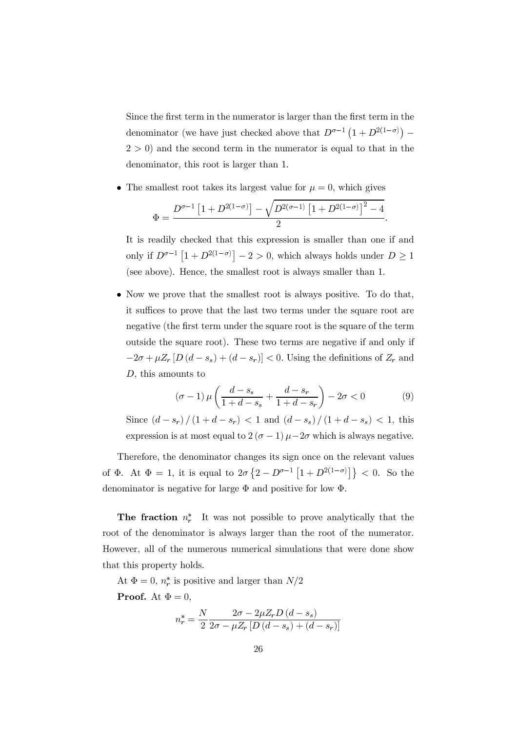Since the first term in the numerator is larger than the first term in the denominator (we have just checked above that $D^{\sigma-1}\left(1+D^{2(1-\sigma)}\right)-2>0$) and the second term in the numerator is equal to that in the denominator, this root is larger than 1.

- The smallest root takes its largest value for $\mu=0$, which gives

$$\Phi=\frac{D^{\sigma-1}\left[1+D^{2(1-\sigma)}\right]-\sqrt{D^{2(\sigma-1)}\left[1+D^{2(1-\sigma)}\right]^{2}-4}}{2}.$$

It is readily checked that this expression is smaller than one if and only if $D^{\sigma-1}\left[1+D^{2(1-\sigma)}\right]-2>0$, which always holds under $D\geq 1$ (see above). Hence, the smallest root is always smaller than 1.

- Now we prove that the smallest root is always positive. To do that, it suffices to prove that the last two terms under the square root are negative (the first term under the square root is the square of the term outside the square root). These two terms are negative if and only if $-2\sigma+\mu Z_r\left[D\left(d-s_s\right)+\left(d-s_r\right)\right]<0$. Using the definitions of $Z_r$ and $D$, this amounts to

$$\left(\sigma-1\right)\mu\left(\frac{d-s_s}{1+d-s_s}+\frac{d-s_r}{1+d-s_r}\right)-2\sigma<0 \tag{9}$$

Since $\left(d-s_r\right)/\left(1+d-s_r\right)<1$ and $\left(d-s_s\right)/\left(1+d-s_s\right)<1$, this expression is at most equal to $2\left(\sigma-1\right)\mu-2\sigma$ which is always negative.

Therefore, the denominator changes its sign once on the relevant values of $\Phi$. At $\Phi=1$, it is equal to $2\sigma\left\{2-D^{\sigma-1}\left[1+D^{2(1-\sigma)}\right]\right\}<0$. So the denominator is negative for large $\Phi$ and positive for low $\Phi$.

**The fraction $n_r^*$** It was not possible to prove analytically that the root of the denominator is always larger than the root of the numerator. However, all of the numerous numerical simulations that were done show that this property holds.

At $\Phi=0$, $n_r^*$ is positive and larger than $N/2$

**Proof.** At $\Phi=0$,

$$n_r^*=\frac{N}{2}\frac{2\sigma-2\mu Z_r D\left(d-s_s\right)}{2\sigma-\mu Z_r\left[D\left(d-s_s\right)+\left(d-s_r\right)\right]}$$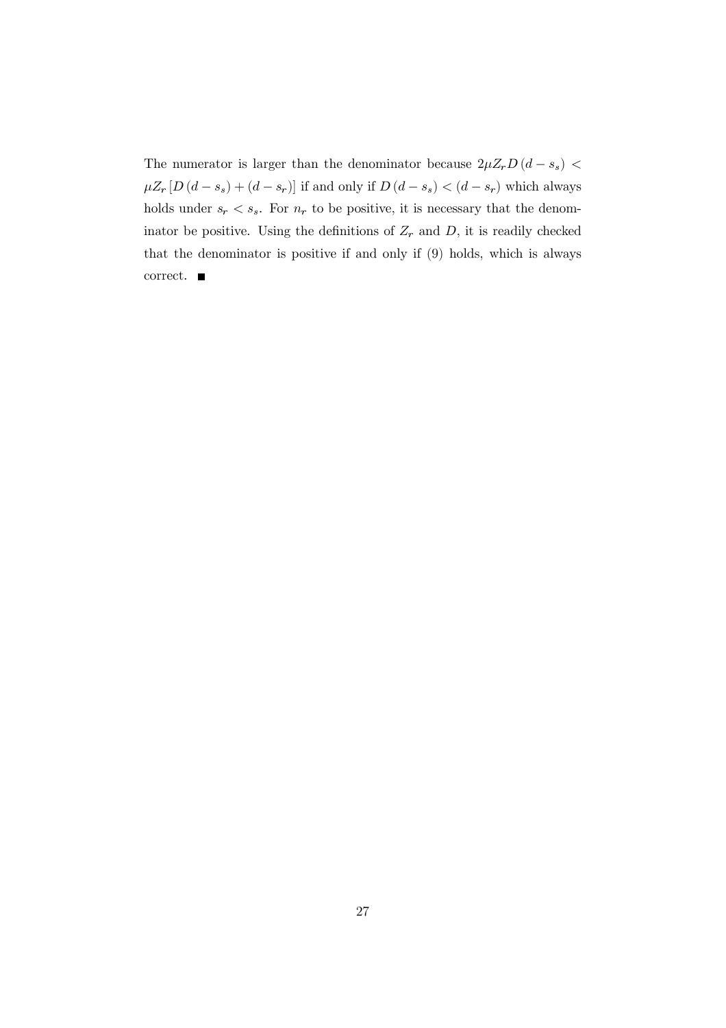The numerator is larger than the denominator because $2\mu Z_r D(d - s_s) < \mu Z_r [D(d - s_s) + (d - s_r)]$ if and only if $D(d - s_s) < (d - s_r)$ which always holds under $s_r < s_s$. For $n_r$ to be positive, it is necessary that the denominator be positive. Using the definitions of $Z_r$ and $D$, it is readily checked that the denominator is positive if and only if (9) holds, which is always correct. ■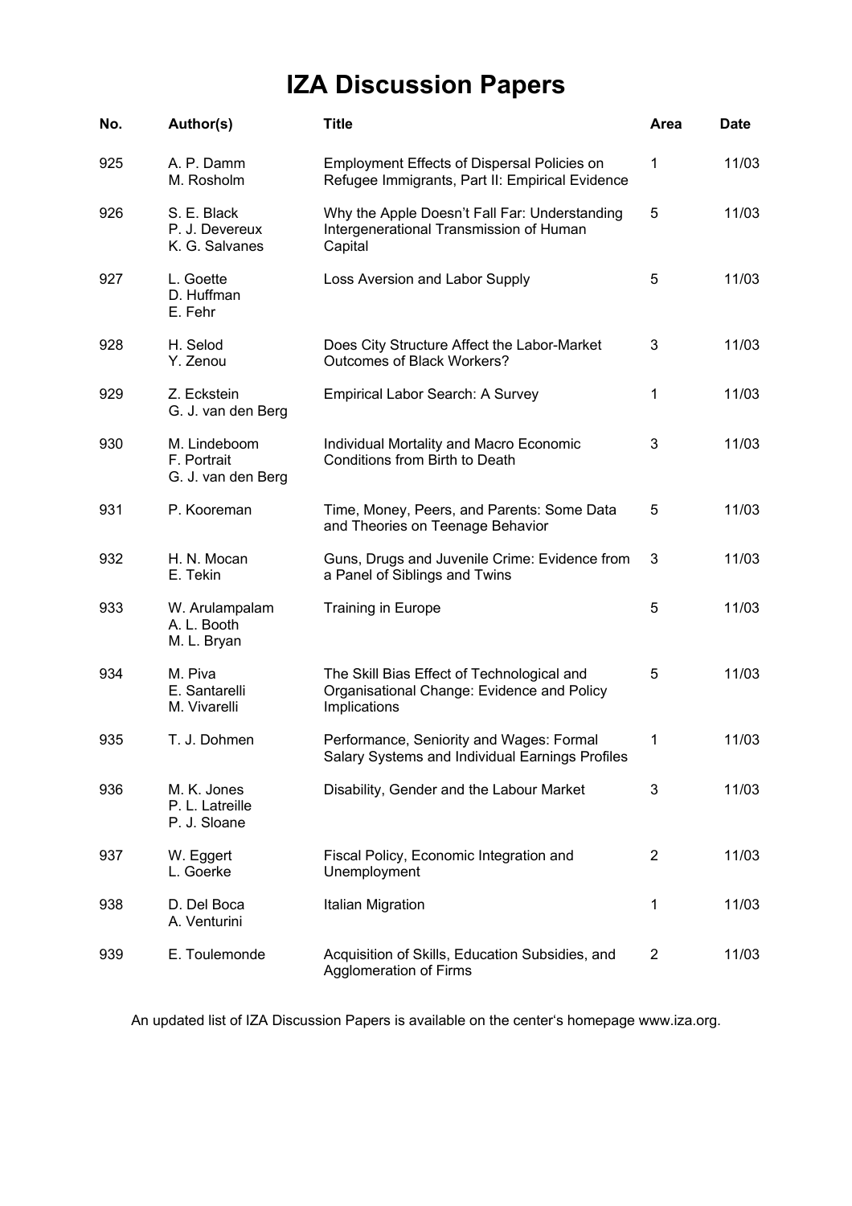# IZA Discussion Papers

| No. | Author(s) | Title | Area | Date |
|---|---|---|---|---|
| 925 | A. P. Damm<br>M. Rosholm | Employment Effects of Dispersal Policies on Refugee Immigrants, Part II: Empirical Evidence | 1 | 11/03 |
| 926 | S. E. Black<br>P. J. Devereux<br>K. G. Salvanes | Why the Apple Doesn't Fall Far: Understanding Intergenerational Transmission of Human Capital | 5 | 11/03 |
| 927 | L. Goette<br>D. Huffman<br>E. Fehr | Loss Aversion and Labor Supply | 5 | 11/03 |
| 928 | H. Selod<br>Y. Zenou | Does City Structure Affect the Labor-Market Outcomes of Black Workers? | 3 | 11/03 |
| 929 | Z. Eckstein<br>G. J. van den Berg | Empirical Labor Search: A Survey | 1 | 11/03 |
| 930 | M. Lindeboom<br>F. Portrait<br>G. J. van den Berg | Individual Mortality and Macro Economic Conditions from Birth to Death | 3 | 11/03 |
| 931 | P. Kooreman | Time, Money, Peers, and Parents: Some Data and Theories on Teenage Behavior | 5 | 11/03 |
| 932 | H. N. Mocan<br>E. Tekin | Guns, Drugs and Juvenile Crime: Evidence from a Panel of Siblings and Twins | 3 | 11/03 |
| 933 | W. Arulampalam<br>A. L. Booth<br>M. L. Bryan | Training in Europe | 5 | 11/03 |
| 934 | M. Piva<br>E. Santarelli<br>M. Vivarelli | The Skill Bias Effect of Technological and Organisational Change: Evidence and Policy Implications | 5 | 11/03 |
| 935 | T. J. Dohmen | Performance, Seniority and Wages: Formal Salary Systems and Individual Earnings Profiles | 1 | 11/03 |
| 936 | M. K. Jones<br>P. L. Latreille<br>P. J. Sloane | Disability, Gender and the Labour Market | 3 | 11/03 |
| 937 | W. Eggert<br>L. Goerke | Fiscal Policy, Economic Integration and Unemployment | 2 | 11/03 |
| 938 | D. Del Boca<br>A. Venturini | Italian Migration | 1 | 11/03 |
| 939 | E. Toulemonde | Acquisition of Skills, Education Subsidies, and Agglomeration of Firms | 2 | 11/03 |

An updated list of IZA Discussion Papers is available on the center's homepage www.iza.org.